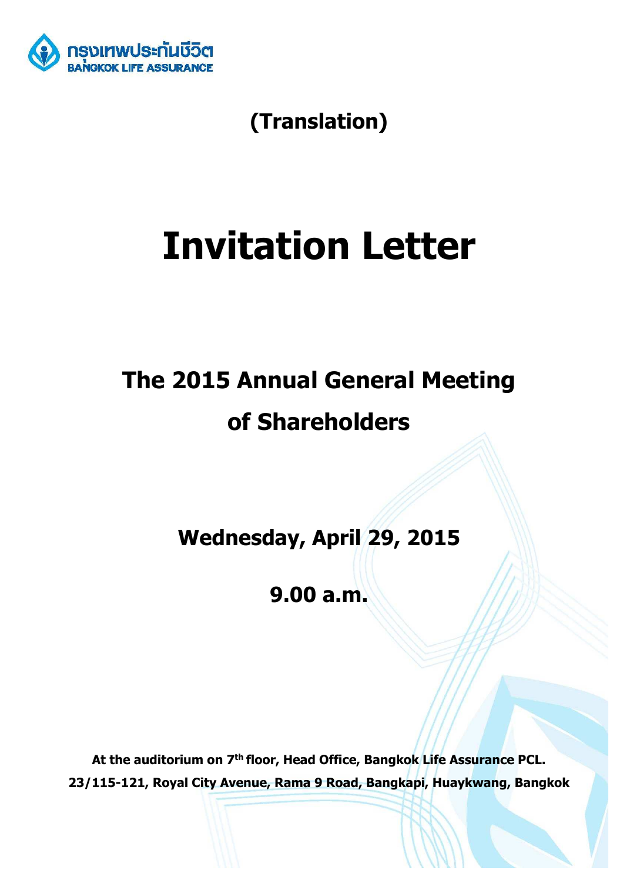กรุงเทพประกันชีวิต
BANGKOK LIFE ASSURANCE

**(Translation)**

# Invitation Letter

## The 2015 Annual General Meeting of Shareholders

**Wednesday, April 29, 2015**

**9.00 a.m.**

**At the auditorium on 7th floor, Head Office, Bangkok Life Assurance PCL.**
**23/115-121, Royal City Avenue, Rama 9 Road, Bangkapi, Huaykwang, Bangkok**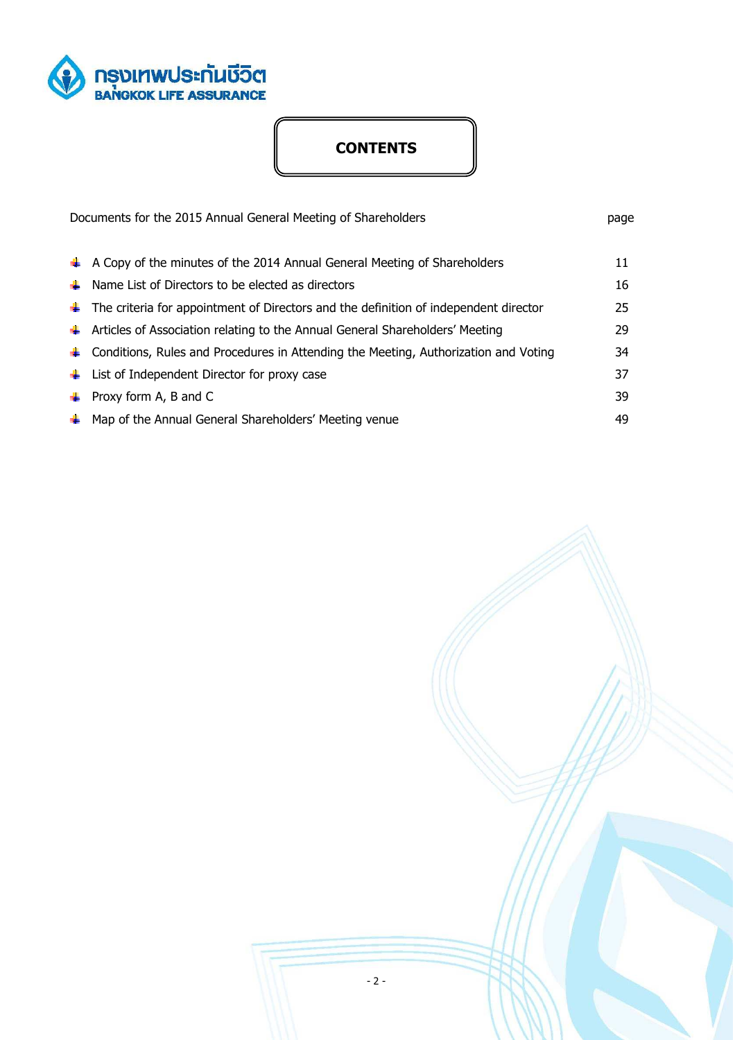กรุงเทพประกันชีวิต
BANGKOK LIFE ASSURANCE

# CONTENTS

| Documents for the 2015 Annual General Meeting of Shareholders | page |
|---|---|
| A Copy of the minutes of the 2014 Annual General Meeting of Shareholders | 11 |
| Name List of Directors to be elected as directors | 16 |
| The criteria for appointment of Directors and the definition of independent director | 25 |
| Articles of Association relating to the Annual General Shareholders' Meeting | 29 |
| Conditions, Rules and Procedures in Attending the Meeting, Authorization and Voting | 34 |
| List of Independent Director for proxy case | 37 |
| Proxy form A, B and C | 39 |
| Map of the Annual General Shareholders' Meeting venue | 49 |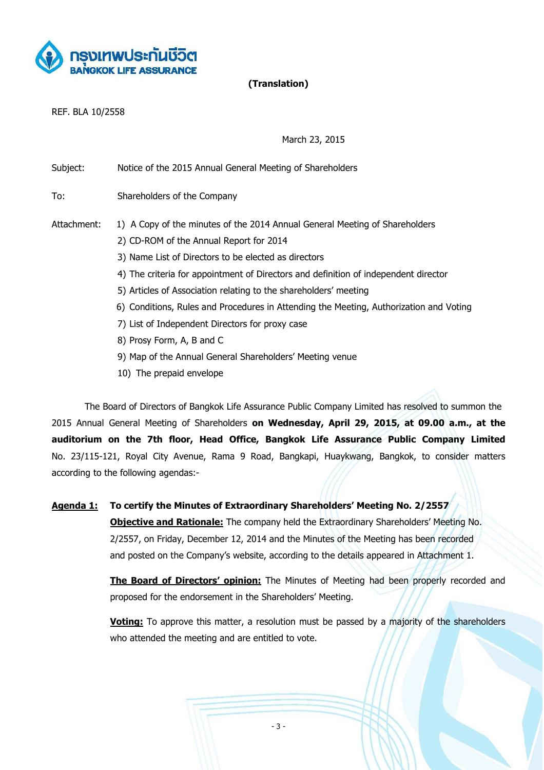กรุงเทพประกันชีวิต
BANGKOK LIFE ASSURANCE

**(Translation)**

REF. BLA 10/2558

March 23, 2015

Subject: Notice of the 2015 Annual General Meeting of Shareholders

To: Shareholders of the Company

Attachment:
1) A Copy of the minutes of the 2014 Annual General Meeting of Shareholders
2) CD-ROM of the Annual Report for 2014
3) Name List of Directors to be elected as directors
4) The criteria for appointment of Directors and definition of independent director
5) Articles of Association relating to the shareholders' meeting
6) Conditions, Rules and Procedures in Attending the Meeting, Authorization and Voting
7) List of Independent Directors for proxy case
8) Prosy Form, A, B and C
9) Map of the Annual General Shareholders' Meeting venue
10) The prepaid envelope

The Board of Directors of Bangkok Life Assurance Public Company Limited has resolved to summon the 2015 Annual General Meeting of Shareholders **on Wednesday, April 29, 2015, at 09.00 a.m., at the auditorium on the 7th floor, Head Office, Bangkok Life Assurance Public Company Limited** No. 23/115-121, Royal City Avenue, Rama 9 Road, Bangkapi, Huaykwang, Bangkok, to consider matters according to the following agendas:-

**Agenda 1: To certify the Minutes of Extraordinary Shareholders' Meeting No. 2/2557**

**Objective and Rationale:** The company held the Extraordinary Shareholders' Meeting No. 2/2557, on Friday, December 12, 2014 and the Minutes of the Meeting has been recorded and posted on the Company's website, according to the details appeared in Attachment 1.

**The Board of Directors' opinion:** The Minutes of Meeting had been properly recorded and proposed for the endorsement in the Shareholders' Meeting.

**Voting:** To approve this matter, a resolution must be passed by a majority of the shareholders who attended the meeting and are entitled to vote.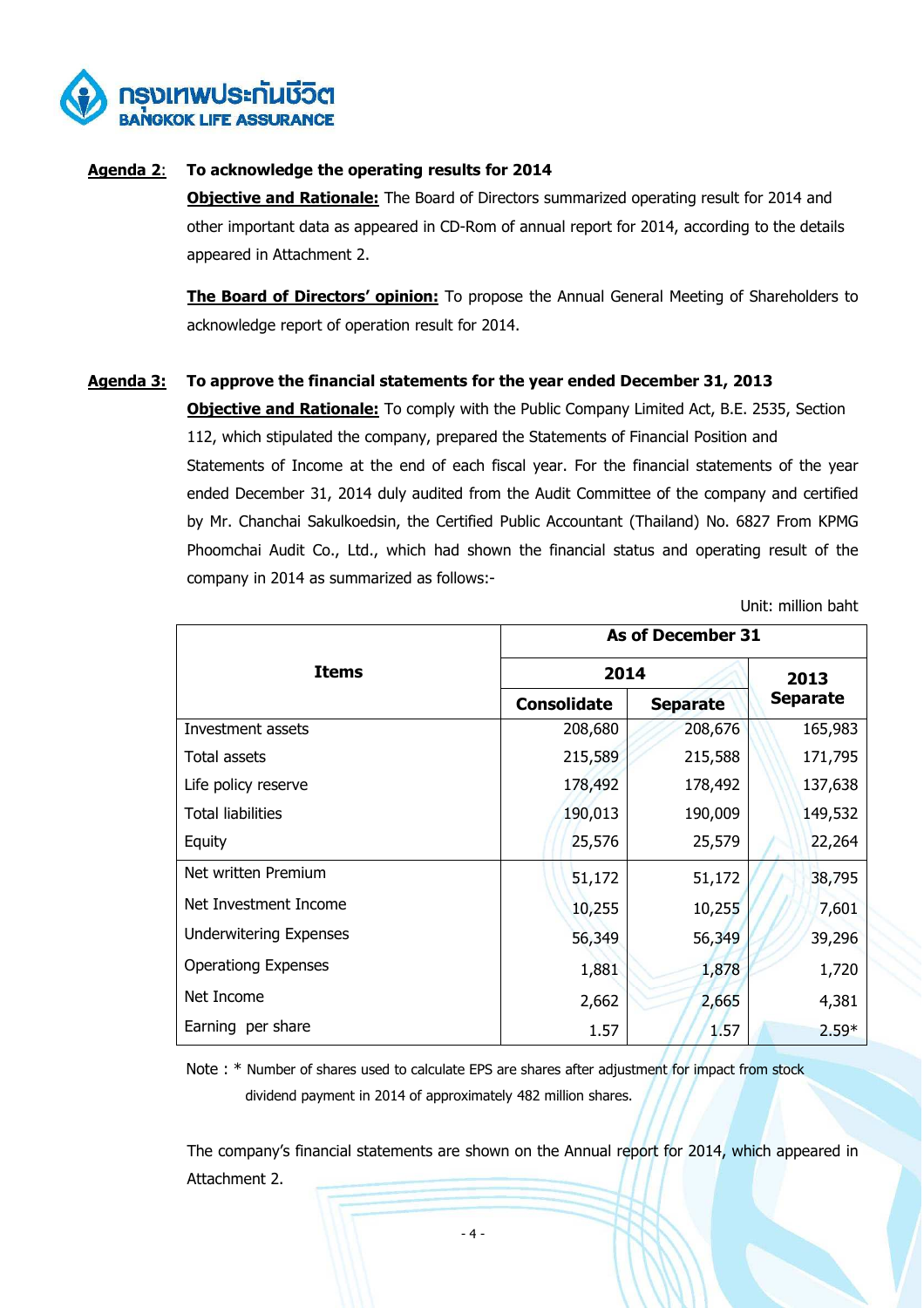**Agenda 2**: **To acknowledge the operating results for 2014**

**Objective and Rationale:** The Board of Directors summarized operating result for 2014 and other important data as appeared in CD-Rom of annual report for 2014, according to the details appeared in Attachment 2.

**The Board of Directors' opinion:** To propose the Annual General Meeting of Shareholders to acknowledge report of operation result for 2014.

**Agenda 3**: **To approve the financial statements for the year ended December 31, 2013**

**Objective and Rationale:** To comply with the Public Company Limited Act, B.E. 2535, Section 112, which stipulated the company, prepared the Statements of Financial Position and Statements of Income at the end of each fiscal year. For the financial statements of the year ended December 31, 2014 duly audited from the Audit Committee of the company and certified by Mr. Chanchai Sakulkoedsin, the Certified Public Accountant (Thailand) No. 6827 From KPMG Phoomchai Audit Co., Ltd., which had shown the financial status and operating result of the company in 2014 as summarized as follows:-

Unit: million baht

| Items | As of December 31 | | |
|---|---|---|---|
| | 2014 | | 2013 |
| | Consolidate | Separate | Separate |
| Investment assets | 208,680 | 208,676 | 165,983 |
| Total assets | 215,589 | 215,588 | 171,795 |
| Life policy reserve | 178,492 | 178,492 | 137,638 |
| Total liabilities | 190,013 | 190,009 | 149,532 |
| Equity | 25,576 | 25,579 | 22,264 |
| Net written Premium | 51,172 | 51,172 | 38,795 |
| Net Investment Income | 10,255 | 10,255 | 7,601 |
| Underwitering Expenses | 56,349 | 56,349 | 39,296 |
| Operationg Expenses | 1,881 | 1,878 | 1,720 |
| Net Income | 2,662 | 2,665 | 4,381 |
| Earning per share | 1.57 | 1.57 | 2.59* |

Note : * Number of shares used to calculate EPS are shares after adjustment for impact from stock dividend payment in 2014 of approximately 482 million shares.

The company's financial statements are shown on the Annual report for 2014, which appeared in Attachment 2.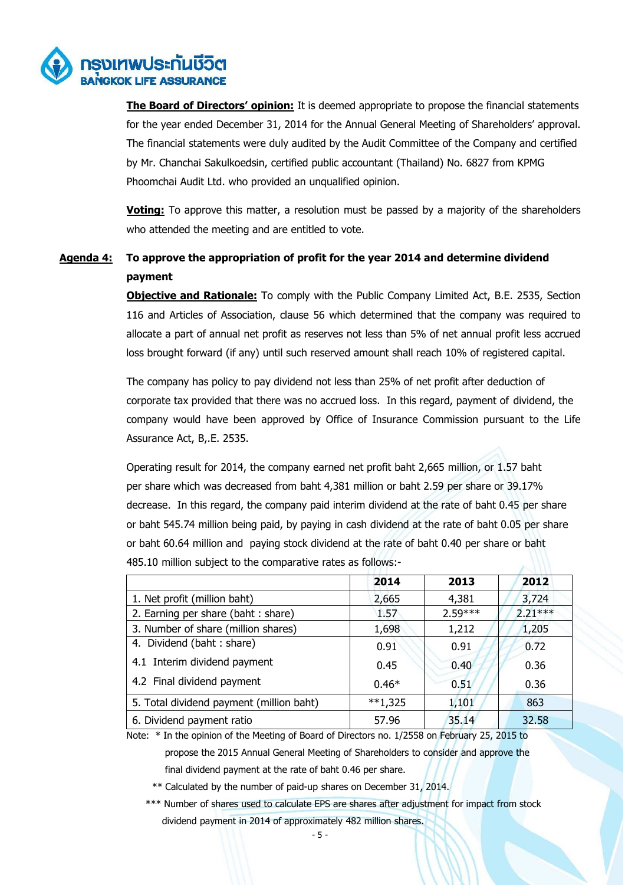**The Board of Directors' opinion:** It is deemed appropriate to propose the financial statements for the year ended December 31, 2014 for the Annual General Meeting of Shareholders' approval. The financial statements were duly audited by the Audit Committee of the Company and certified by Mr. Chanchai Sakulkoedsin, certified public accountant (Thailand) No. 6827 from KPMG Phoomchai Audit Ltd. who provided an unqualified opinion.

**Voting:** To approve this matter, a resolution must be passed by a majority of the shareholders who attended the meeting and are entitled to vote.

**Agenda 4: To approve the appropriation of profit for the year 2014 and determine dividend payment**

**Objective and Rationale:** To comply with the Public Company Limited Act, B.E. 2535, Section 116 and Articles of Association, clause 56 which determined that the company was required to allocate a part of annual net profit as reserves not less than 5% of net annual profit less accrued loss brought forward (if any) until such reserved amount shall reach 10% of registered capital.

The company has policy to pay dividend not less than 25% of net profit after deduction of corporate tax provided that there was no accrued loss. In this regard, payment of dividend, the company would have been approved by Office of Insurance Commission pursuant to the Life Assurance Act, B,.E. 2535.

Operating result for 2014, the company earned net profit baht 2,665 million, or 1.57 baht per share which was decreased from baht 4,381 million or baht 2.59 per share or 39.17% decrease. In this regard, the company paid interim dividend at the rate of baht 0.45 per share or baht 545.74 million being paid, by paying in cash dividend at the rate of baht 0.05 per share or baht 60.64 million and paying stock dividend at the rate of baht 0.40 per share or baht 485.10 million subject to the comparative rates as follows:-

| | 2014 | 2013 | 2012 |
|---|---|---|---|
| 1. Net profit (million baht) | 2,665 | 4,381 | 3,724 |
| 2. Earning per share (baht : share) | 1.57 | 2.59*** | 2.21*** |
| 3. Number of share (million shares) | 1,698 | 1,212 | 1,205 |
| 4. Dividend (baht : share) | 0.91 | 0.91 | 0.72 |
| 4.1 Interim dividend payment | 0.45 | 0.40 | 0.36 |
| 4.2 Final dividend payment | 0.46* | 0.51 | 0.36 |
| 5. Total dividend payment (million baht) | **1,325 | 1,101 | 863 |
| 6. Dividend payment ratio | 57.96 | 35.14 | 32.58 |

Note: * In the opinion of the Meeting of Board of Directors no. 1/2558 on February 25, 2015 to propose the 2015 Annual General Meeting of Shareholders to consider and approve the final dividend payment at the rate of baht 0.46 per share.

** Calculated by the number of paid-up shares on December 31, 2014.

*** Number of shares used to calculate EPS are shares after adjustment for impact from stock dividend payment in 2014 of approximately 482 million shares.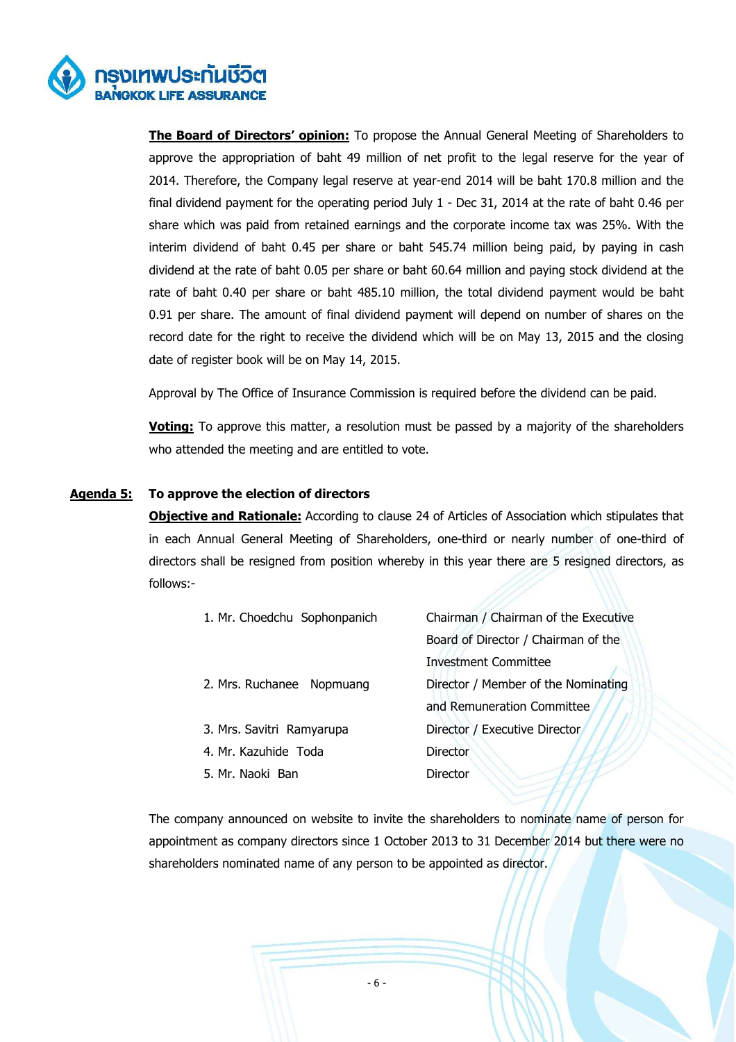**<u>The Board of Directors' opinion:</u>** To propose the Annual General Meeting of Shareholders to approve the appropriation of baht 49 million of net profit to the legal reserve for the year of 2014. Therefore, the Company legal reserve at year-end 2014 will be baht 170.8 million and the final dividend payment for the operating period July 1 - Dec 31, 2014 at the rate of baht 0.46 per share which was paid from retained earnings and the corporate income tax was 25%. With the interim dividend of baht 0.45 per share or baht 545.74 million being paid, by paying in cash dividend at the rate of baht 0.05 per share or baht 60.64 million and paying stock dividend at the rate of baht 0.40 per share or baht 485.10 million, the total dividend payment would be baht 0.91 per share. The amount of final dividend payment will depend on number of shares on the record date for the right to receive the dividend which will be on May 13, 2015 and the closing date of register book will be on May 14, 2015.

Approval by The Office of Insurance Commission is required before the dividend can be paid.

**<u>Voting:</u>** To approve this matter, a resolution must be passed by a majority of the shareholders who attended the meeting and are entitled to vote.

**<u>Agenda 5:</u> To approve the election of directors**

**<u>Objective and Rationale:</u>** According to clause 24 of Articles of Association which stipulates that in each Annual General Meeting of Shareholders, one-third or nearly number of one-third of directors shall be resigned from position whereby in this year there are 5 resigned directors, as follows:-

| | |
|---|---|
| 1. Mr. Choedchu Sophonpanich | Chairman / Chairman of the Executive Board of Director / Chairman of the Investment Committee |
| 2. Mrs. Ruchanee Nopmuang | Director / Member of the Nominating and Remuneration Committee |
| 3. Mrs. Savitri Ramyarupa | Director / Executive Director |
| 4. Mr. Kazuhide Toda | Director |
| 5. Mr. Naoki Ban | Director |

The company announced on website to invite the shareholders to nominate name of person for appointment as company directors since 1 October 2013 to 31 December 2014 but there were no shareholders nominated name of any person to be appointed as director.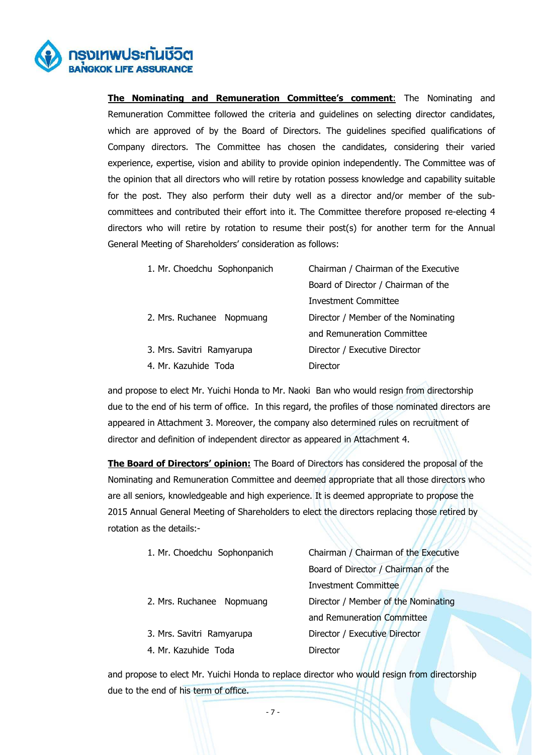**The Nominating and Remuneration Committee's comment**: The Nominating and Remuneration Committee followed the criteria and guidelines on selecting director candidates, which are approved of by the Board of Directors. The guidelines specified qualifications of Company directors. The Committee has chosen the candidates, considering their varied experience, expertise, vision and ability to provide opinion independently. The Committee was of the opinion that all directors who will retire by rotation possess knowledge and capability suitable for the post. They also perform their duty well as a director and/or member of the sub-committees and contributed their effort into it. The Committee therefore proposed re-electing 4 directors who will retire by rotation to resume their post(s) for another term for the Annual General Meeting of Shareholders' consideration as follows:

| | |
|---|---|
| 1. Mr. Choedchu Sophonpanich | Chairman / Chairman of the Executive Board of Director / Chairman of the Investment Committee |
| 2. Mrs. Ruchanee Nopmuang | Director / Member of the Nominating and Remuneration Committee |
| 3. Mrs. Savitri Ramyarupa | Director / Executive Director |
| 4. Mr. Kazuhide Toda | Director |

and propose to elect Mr. Yuichi Honda to Mr. Naoki Ban who would resign from directorship due to the end of his term of office. In this regard, the profiles of those nominated directors are appeared in Attachment 3. Moreover, the company also determined rules on recruitment of director and definition of independent director as appeared in Attachment 4.

**The Board of Directors' opinion:** The Board of Directors has considered the proposal of the Nominating and Remuneration Committee and deemed appropriate that all those directors who are all seniors, knowledgeable and high experience. It is deemed appropriate to propose the 2015 Annual General Meeting of Shareholders to elect the directors replacing those retired by rotation as the details:-

| | |
|---|---|
| 1. Mr. Choedchu Sophonpanich | Chairman / Chairman of the Executive Board of Director / Chairman of the Investment Committee |
| 2. Mrs. Ruchanee Nopmuang | Director / Member of the Nominating and Remuneration Committee |
| 3. Mrs. Savitri Ramyarupa | Director / Executive Director |
| 4. Mr. Kazuhide Toda | Director |

and propose to elect Mr. Yuichi Honda to replace director who would resign from directorship due to the end of his term of office.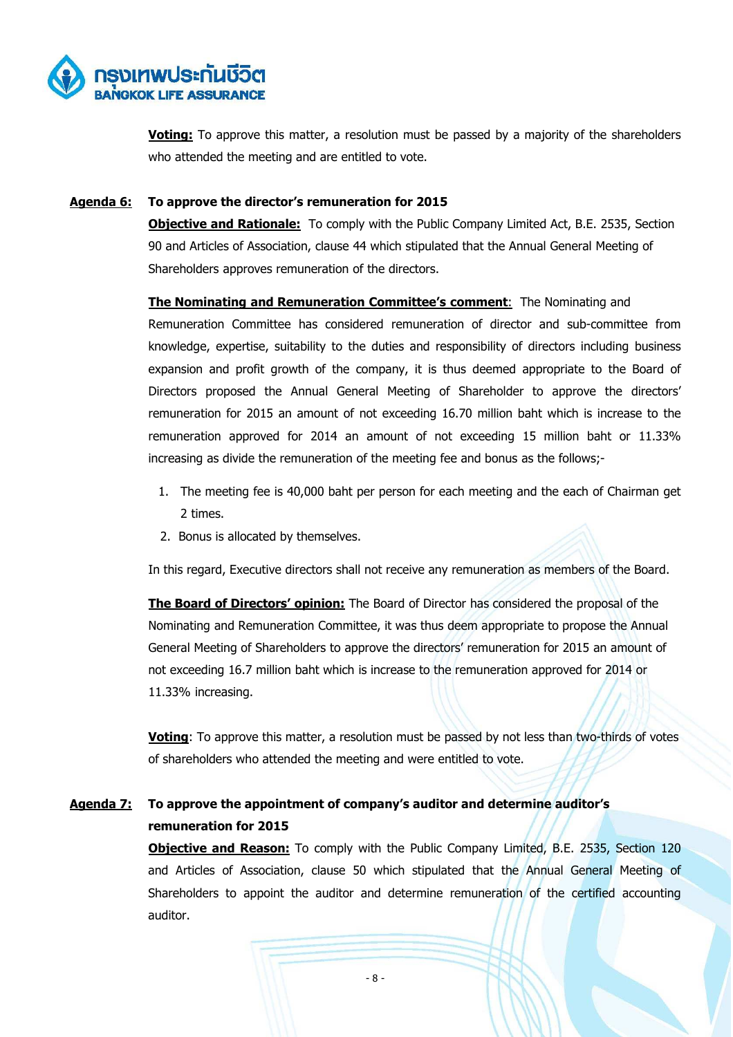**Voting:** To approve this matter, a resolution must be passed by a majority of the shareholders who attended the meeting and are entitled to vote.

## Agenda 6: To approve the director's remuneration for 2015

**Objective and Rationale:** To comply with the Public Company Limited Act, B.E. 2535, Section 90 and Articles of Association, clause 44 which stipulated that the Annual General Meeting of Shareholders approves remuneration of the directors.

**The Nominating and Remuneration Committee's comment**: The Nominating and Remuneration Committee has considered remuneration of director and sub-committee from knowledge, expertise, suitability to the duties and responsibility of directors including business expansion and profit growth of the company, it is thus deemed appropriate to the Board of Directors proposed the Annual General Meeting of Shareholder to approve the directors' remuneration for 2015 an amount of not exceeding 16.70 million baht which is increase to the remuneration approved for 2014 an amount of not exceeding 15 million baht or 11.33% increasing as divide the remuneration of the meeting fee and bonus as the follows;-

1. The meeting fee is 40,000 baht per person for each meeting and the each of Chairman get 2 times.
2. Bonus is allocated by themselves.

In this regard, Executive directors shall not receive any remuneration as members of the Board.

**The Board of Directors' opinion:** The Board of Director has considered the proposal of the Nominating and Remuneration Committee, it was thus deem appropriate to propose the Annual General Meeting of Shareholders to approve the directors' remuneration for 2015 an amount of not exceeding 16.7 million baht which is increase to the remuneration approved for 2014 or 11.33% increasing.

**Voting**: To approve this matter, a resolution must be passed by not less than two-thirds of votes of shareholders who attended the meeting and were entitled to vote.

## Agenda 7: To approve the appointment of company's auditor and determine auditor's remuneration for 2015

**Objective and Reason:** To comply with the Public Company Limited, B.E. 2535, Section 120 and Articles of Association, clause 50 which stipulated that the Annual General Meeting of Shareholders to appoint the auditor and determine remuneration of the certified accounting auditor.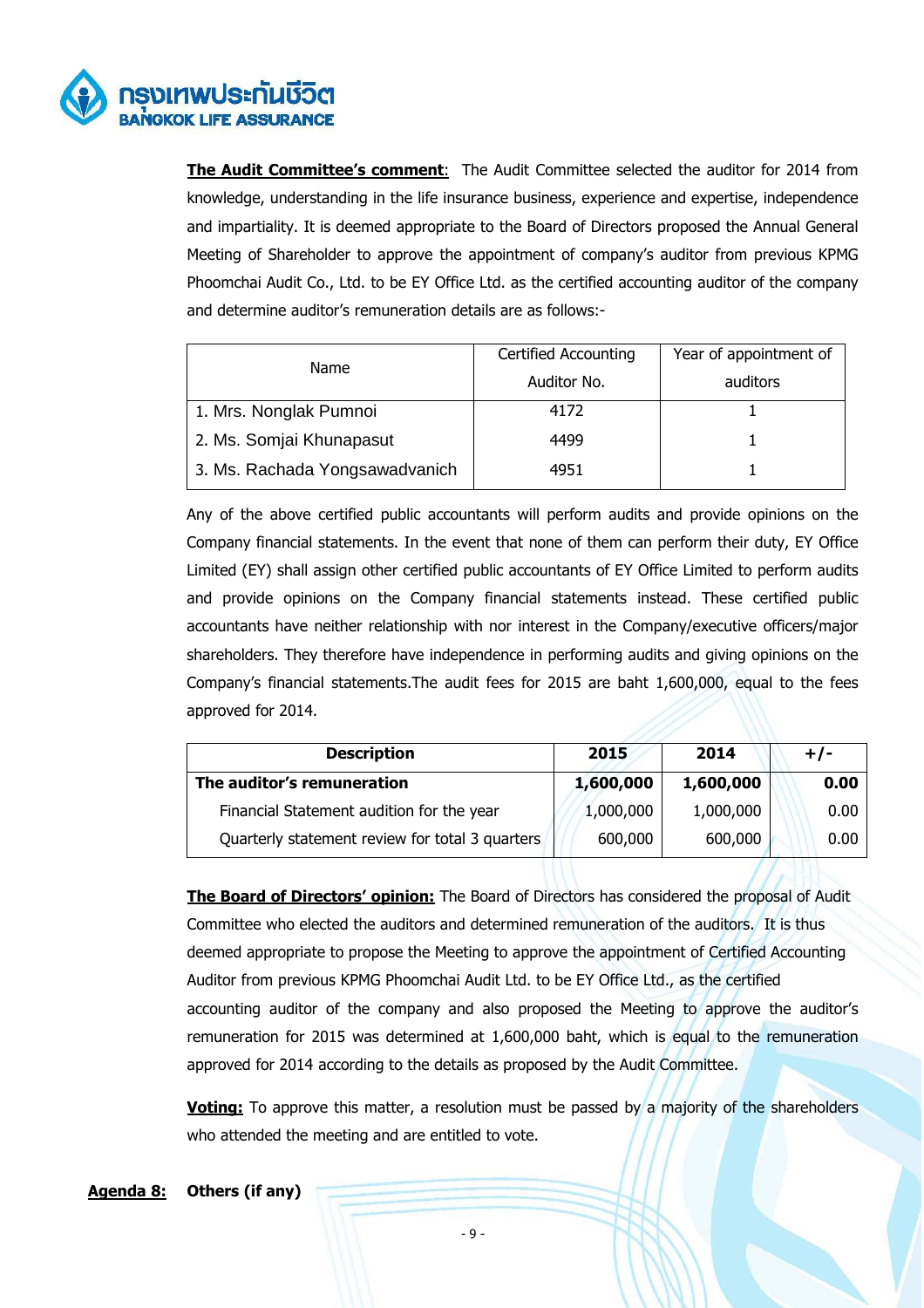**<u>The Audit Committee's comment</u>**: The Audit Committee selected the auditor for 2014 from knowledge, understanding in the life insurance business, experience and expertise, independence and impartiality. It is deemed appropriate to the Board of Directors proposed the Annual General Meeting of Shareholder to approve the appointment of company's auditor from previous KPMG Phoomchai Audit Co., Ltd. to be EY Office Ltd. as the certified accounting auditor of the company and determine auditor's remuneration details are as follows:-

| Name | Certified Accounting Auditor No. | Year of appointment of auditors |
|---|---|---|
| 1. Mrs. Nonglak Pumnoi | 4172 | 1 |
| 2. Ms. Somjai Khunapasut | 4499 | 1 |
| 3. Ms. Rachada Yongsawadvanich | 4951 | 1 |

Any of the above certified public accountants will perform audits and provide opinions on the Company financial statements. In the event that none of them can perform their duty, EY Office Limited (EY) shall assign other certified public accountants of EY Office Limited to perform audits and provide opinions on the Company financial statements instead. These certified public accountants have neither relationship with nor interest in the Company/executive officers/major shareholders. They therefore have independence in performing audits and giving opinions on the Company's financial statements.The audit fees for 2015 are baht 1,600,000, equal to the fees approved for 2014.

| Description | 2015 | 2014 | +/- |
|---|---|---|---|
| **The auditor's remuneration** | **1,600,000** | **1,600,000** | **0.00** |
| Financial Statement audition for the year | 1,000,000 | 1,000,000 | 0.00 |
| Quarterly statement review for total 3 quarters | 600,000 | 600,000 | 0.00 |

**<u>The Board of Directors' opinion:</u>** The Board of Directors has considered the proposal of Audit Committee who elected the auditors and determined remuneration of the auditors. It is thus deemed appropriate to propose the Meeting to approve the appointment of Certified Accounting Auditor from previous KPMG Phoomchai Audit Ltd. to be EY Office Ltd., as the certified accounting auditor of the company and also proposed the Meeting to approve the auditor's remuneration for 2015 was determined at 1,600,000 baht, which is equal to the remuneration approved for 2014 according to the details as proposed by the Audit Committee.

**<u>Voting:</u>** To approve this matter, a resolution must be passed by a majority of the shareholders who attended the meeting and are entitled to vote.

**<u>Agenda 8:</u>** **Others (if any)**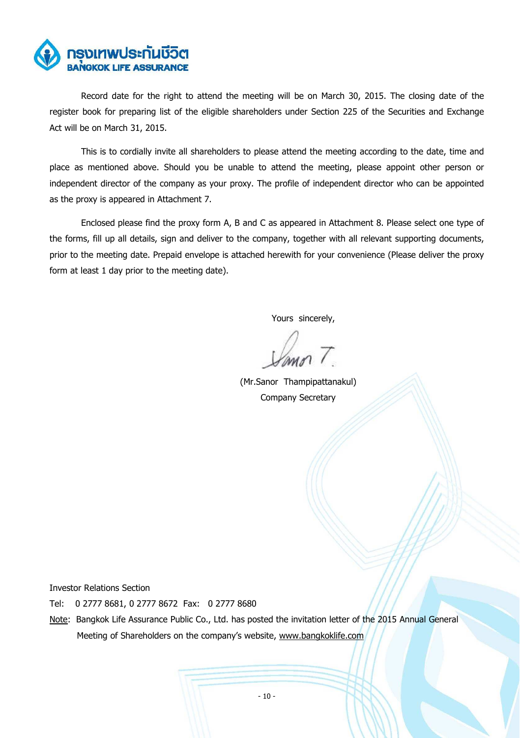Record date for the right to attend the meeting will be on March 30, 2015. The closing date of the register book for preparing list of the eligible shareholders under Section 225 of the Securities and Exchange Act will be on March 31, 2015.

This is to cordially invite all shareholders to please attend the meeting according to the date, time and place as mentioned above. Should you be unable to attend the meeting, please appoint other person or independent director of the company as your proxy. The profile of independent director who can be appointed as the proxy is appeared in Attachment 7.

Enclosed please find the proxy form A, B and C as appeared in Attachment 8. Please select one type of the forms, fill up all details, sign and deliver to the company, together with all relevant supporting documents, prior to the meeting date. Prepaid envelope is attached herewith for your convenience (Please deliver the proxy form at least 1 day prior to the meeting date).

Yours sincerely,

Sanor T.

(Mr.Sanor Thampipattanakul)
Company Secretary

Investor Relations Section

Tel: 0 2777 8681, 0 2777 8672 Fax: 0 2777 8680

Note: Bangkok Life Assurance Public Co., Ltd. has posted the invitation letter of the 2015 Annual General Meeting of Shareholders on the company's website, www.bangkoklife.com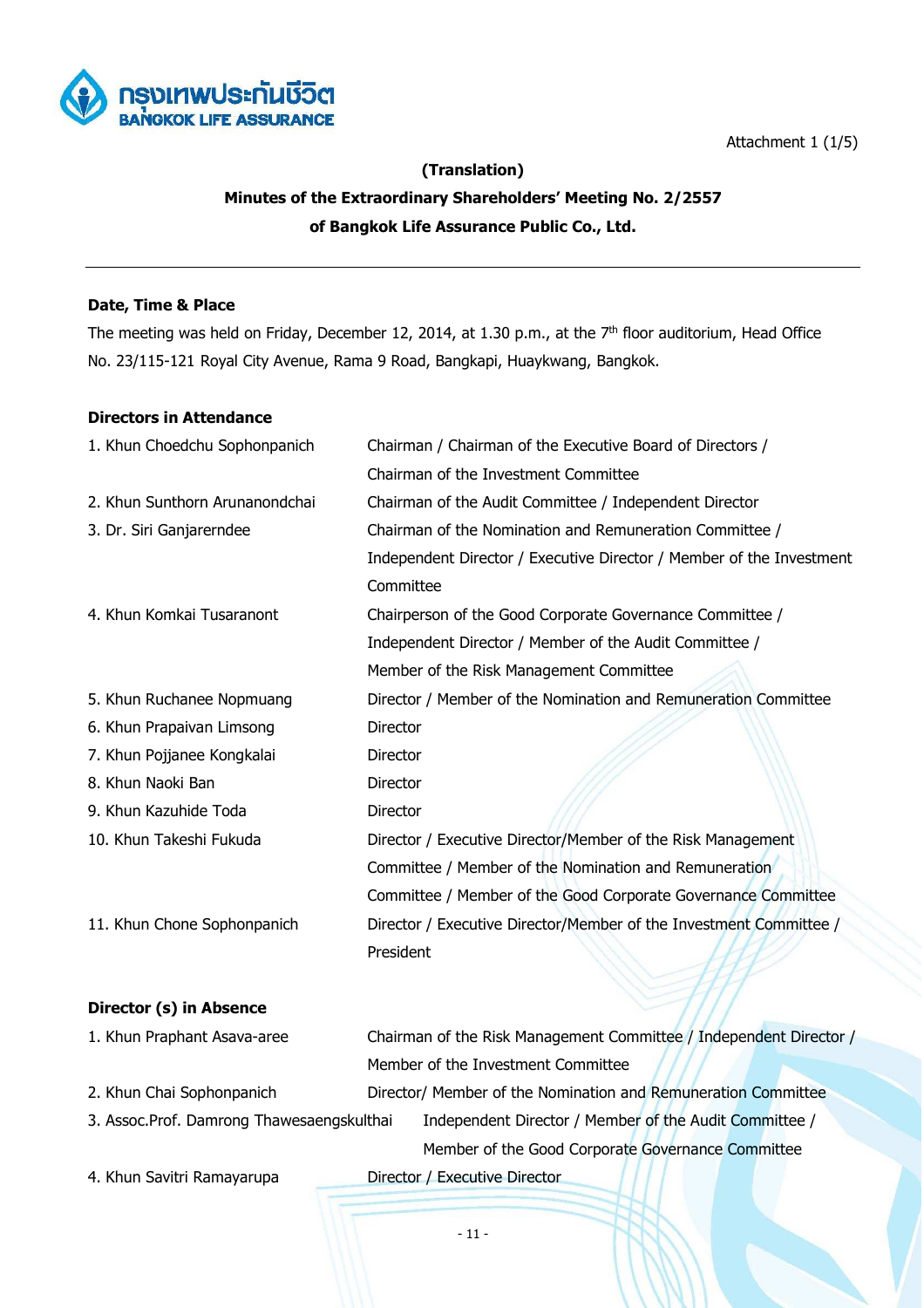Attachment 1 (1/5)

**(Translation)**

**Minutes of the Extraordinary Shareholders' Meeting No. 2/2557**

**of Bangkok Life Assurance Public Co., Ltd.**

---

**Date, Time & Place**

The meeting was held on Friday, December 12, 2014, at 1.30 p.m., at the 7th floor auditorium, Head Office No. 23/115-121 Royal City Avenue, Rama 9 Road, Bangkapi, Huaykwang, Bangkok.

**Directors in Attendance**

| | |
|---|---|
| 1. Khun Choedchu Sophonpanich | Chairman / Chairman of the Executive Board of Directors / Chairman of the Investment Committee |
| 2. Khun Sunthorn Arunanondchai | Chairman of the Audit Committee / Independent Director |
| 3. Dr. Siri Ganjarerndee | Chairman of the Nomination and Remuneration Committee / Independent Director / Executive Director / Member of the Investment Committee |
| 4. Khun Komkai Tusaranont | Chairperson of the Good Corporate Governance Committee / Independent Director / Member of the Audit Committee / Member of the Risk Management Committee |
| 5. Khun Ruchanee Nopmuang | Director / Member of the Nomination and Remuneration Committee |
| 6. Khun Prapaivan Limsong | Director |
| 7. Khun Pojjanee Kongkalai | Director |
| 8. Khun Naoki Ban | Director |
| 9. Khun Kazuhide Toda | Director |
| 10. Khun Takeshi Fukuda | Director / Executive Director/Member of the Risk Management Committee / Member of the Nomination and Remuneration Committee / Member of the Good Corporate Governance Committee |
| 11. Khun Chone Sophonpanich | Director / Executive Director/Member of the Investment Committee / President |

**Director (s) in Absence**

| | |
|---|---|
| 1. Khun Praphant Asava-aree | Chairman of the Risk Management Committee / Independent Director / Member of the Investment Committee |
| 2. Khun Chai Sophonpanich | Director/ Member of the Nomination and Remuneration Committee |
| 3. Assoc.Prof. Damrong Thawesaengskulthai | Independent Director / Member of the Audit Committee / Member of the Good Corporate Governance Committee |
| 4. Khun Savitri Ramayarupa | Director / Executive Director |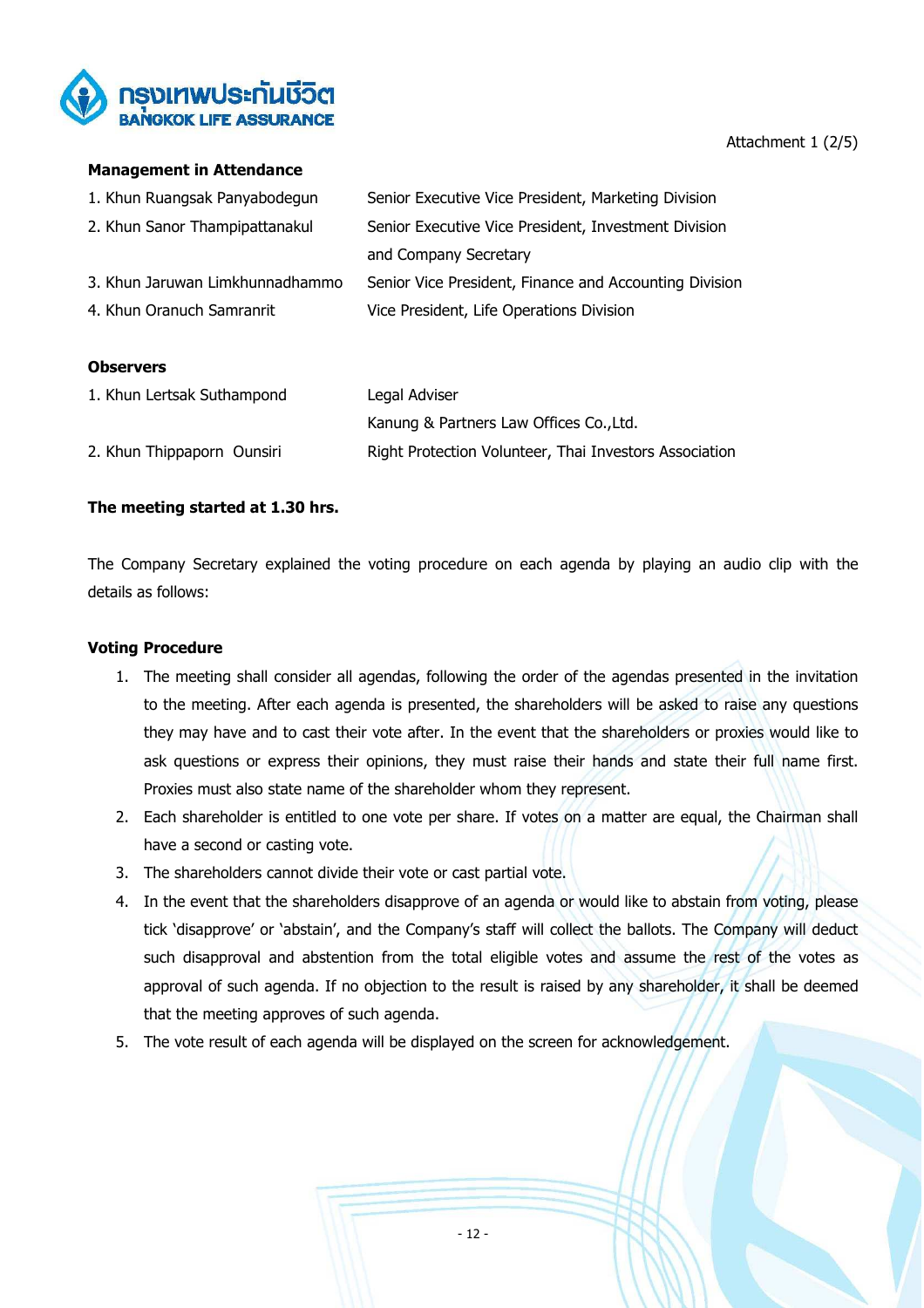Attachment 1 (2/5)

**Management in Attendance**

| | |
|---|---|
| 1. Khun Ruangsak Panyabodegun | Senior Executive Vice President, Marketing Division |
| 2. Khun Sanor Thampipattanakul | Senior Executive Vice President, Investment Division and Company Secretary |
| 3. Khun Jaruwan Limkhunnadhammo | Senior Vice President, Finance and Accounting Division |
| 4. Khun Oranuch Samranrit | Vice President, Life Operations Division |

**Observers**

| | |
|---|---|
| 1. Khun Lertsak Suthampond | Legal Adviser Kanung & Partners Law Offices Co.,Ltd. |
| 2. Khun Thippaporn Ounsiri | Right Protection Volunteer, Thai Investors Association |

**The meeting started at 1.30 hrs.**

The Company Secretary explained the voting procedure on each agenda by playing an audio clip with the details as follows:

**Voting Procedure**

1. The meeting shall consider all agendas, following the order of the agendas presented in the invitation to the meeting. After each agenda is presented, the shareholders will be asked to raise any questions they may have and to cast their vote after. In the event that the shareholders or proxies would like to ask questions or express their opinions, they must raise their hands and state their full name first. Proxies must also state name of the shareholder whom they represent.
2. Each shareholder is entitled to one vote per share. If votes on a matter are equal, the Chairman shall have a second or casting vote.
3. The shareholders cannot divide their vote or cast partial vote.
4. In the event that the shareholders disapprove of an agenda or would like to abstain from voting, please tick 'disapprove' or 'abstain', and the Company's staff will collect the ballots. The Company will deduct such disapproval and abstention from the total eligible votes and assume the rest of the votes as approval of such agenda. If no objection to the result is raised by any shareholder, it shall be deemed that the meeting approves of such agenda.
5. The vote result of each agenda will be displayed on the screen for acknowledgement.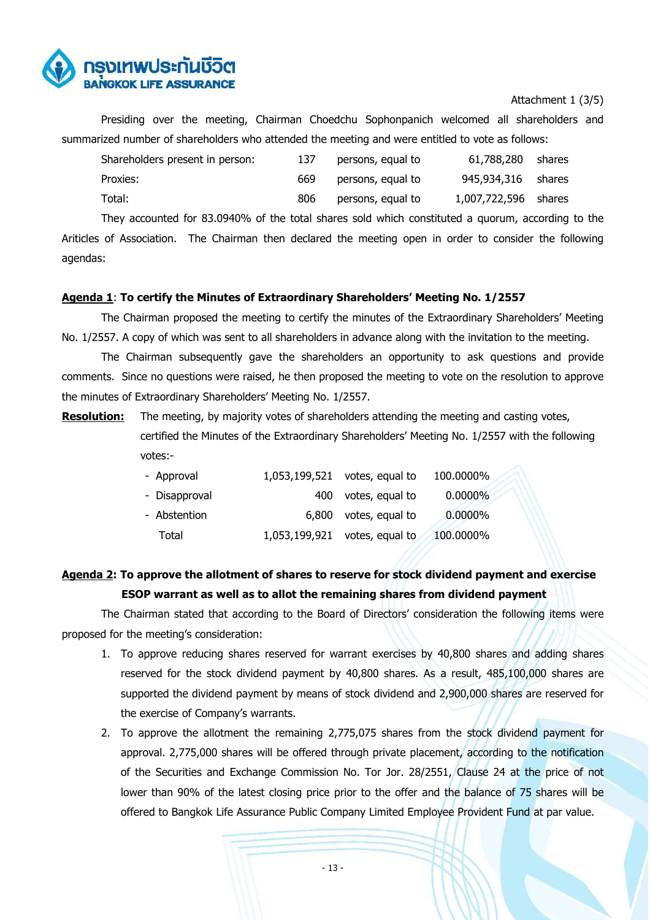Attachment 1 (3/5)

Presiding over the meeting, Chairman Choedchu Sophonpanich welcomed all shareholders and summarized number of shareholders who attended the meeting and were entitled to vote as follows:

| | | | | |
|---|---|---|---|---|
| Shareholders present in person: | 137 | persons, equal to | 61,788,280 | shares |
| Proxies: | 669 | persons, equal to | 945,934,316 | shares |
| Total: | 806 | persons, equal to | 1,007,722,596 | shares |

They accounted for 83.0940% of the total shares sold which constituted a quorum, according to the Ariticles of Association. The Chairman then declared the meeting open in order to consider the following agendas:

**Agenda 1**: **To certify the Minutes of Extraordinary Shareholders' Meeting No. 1/2557**

The Chairman proposed the meeting to certify the minutes of the Extraordinary Shareholders' Meeting No. 1/2557. A copy of which was sent to all shareholders in advance along with the invitation to the meeting.

The Chairman subsequently gave the shareholders an opportunity to ask questions and provide comments. Since no questions were raised, he then proposed the meeting to vote on the resolution to approve the minutes of Extraordinary Shareholders' Meeting No. 1/2557.

**Resolution:** The meeting, by majority votes of shareholders attending the meeting and casting votes, certified the Minutes of the Extraordinary Shareholders' Meeting No. 1/2557 with the following votes:-

| | | | |
|---|---|---|---|
| - Approval | 1,053,199,521 | votes, equal to | 100.0000% |
| - Disapproval | 400 | votes, equal to | 0.0000% |
| - Abstention | 6,800 | votes, equal to | 0.0000% |
| Total | 1,053,199,921 | votes, equal to | 100.0000% |

**Agenda 2: To approve the allotment of shares to reserve for stock dividend payment and exercise ESOP warrant as well as to allot the remaining shares from dividend payment**

The Chairman stated that according to the Board of Directors' consideration the following items were proposed for the meeting's consideration:

1. To approve reducing shares reserved for warrant exercises by 40,800 shares and adding shares reserved for the stock dividend payment by 40,800 shares. As a result, 485,100,000 shares are supported the dividend payment by means of stock dividend and 2,900,000 shares are reserved for the exercise of Company's warrants.
2. To approve the allotment the remaining 2,775,075 shares from the stock dividend payment for approval. 2,775,000 shares will be offered through private placement, according to the notification of the Securities and Exchange Commission No. Tor Jor. 28/2551, Clause 24 at the price of not lower than 90% of the latest closing price prior to the offer and the balance of 75 shares will be offered to Bangkok Life Assurance Public Company Limited Employee Provident Fund at par value.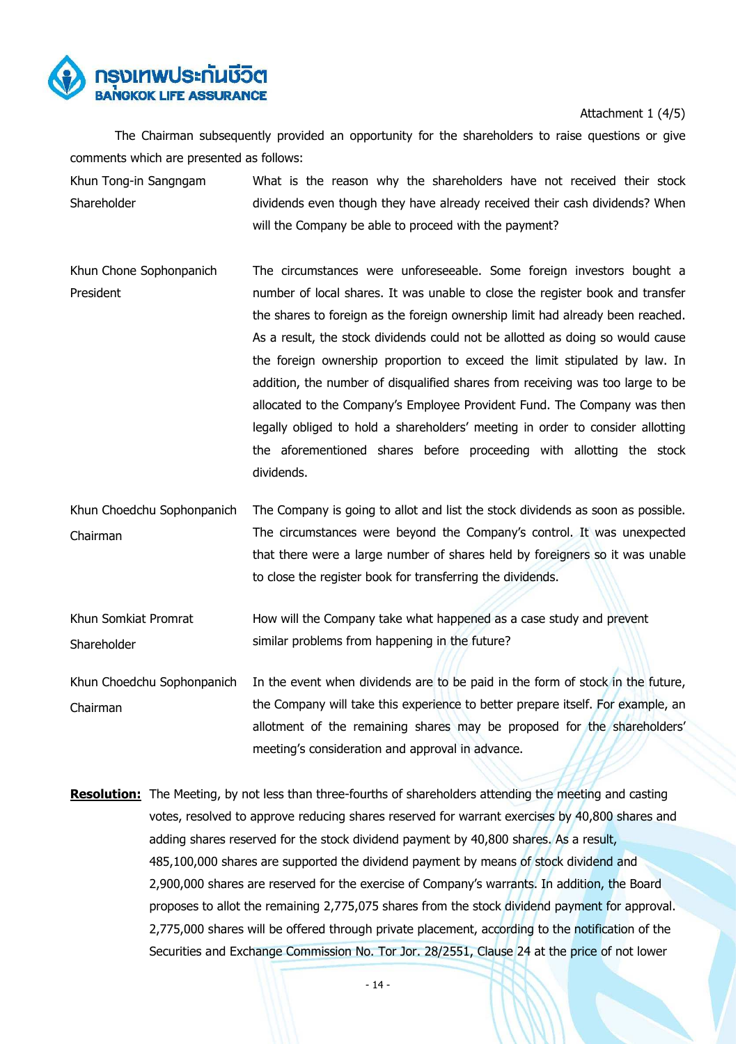Attachment 1 (4/5)

The Chairman subsequently provided an opportunity for the shareholders to raise questions or give comments which are presented as follows:

| | |
|---|---|
| Khun Tong-in Sangngam<br>Shareholder | What is the reason why the shareholders have not received their stock dividends even though they have already received their cash dividends? When will the Company be able to proceed with the payment? |
| Khun Chone Sophonpanich<br>President | The circumstances were unforeseeable. Some foreign investors bought a number of local shares. It was unable to close the register book and transfer the shares to foreign as the foreign ownership limit had already been reached. As a result, the stock dividends could not be allotted as doing so would cause the foreign ownership proportion to exceed the limit stipulated by law. In addition, the number of disqualified shares from receiving was too large to be allocated to the Company's Employee Provident Fund. The Company was then legally obliged to hold a shareholders' meeting in order to consider allotting the aforementioned shares before proceeding with allotting the stock dividends. |
| Khun Choedchu Sophonpanich<br>Chairman | The Company is going to allot and list the stock dividends as soon as possible. The circumstances were beyond the Company's control. It was unexpected that there were a large number of shares held by foreigners so it was unable to close the register book for transferring the dividends. |
| Khun Somkiat Promrat<br>Shareholder | How will the Company take what happened as a case study and prevent similar problems from happening in the future? |
| Khun Choedchu Sophonpanich<br>Chairman | In the event when dividends are to be paid in the form of stock in the future, the Company will take this experience to better prepare itself. For example, an allotment of the remaining shares may be proposed for the shareholders' meeting's consideration and approval in advance. |

**Resolution:** The Meeting, by not less than three-fourths of shareholders attending the meeting and casting votes, resolved to approve reducing shares reserved for warrant exercises by 40,800 shares and adding shares reserved for the stock dividend payment by 40,800 shares. As a result, 485,100,000 shares are supported the dividend payment by means of stock dividend and 2,900,000 shares are reserved for the exercise of Company's warrants. In addition, the Board proposes to allot the remaining 2,775,075 shares from the stock dividend payment for approval. 2,775,000 shares will be offered through private placement, according to the notification of the Securities and Exchange Commission No. Tor Jor. 28/2551, Clause 24 at the price of not lower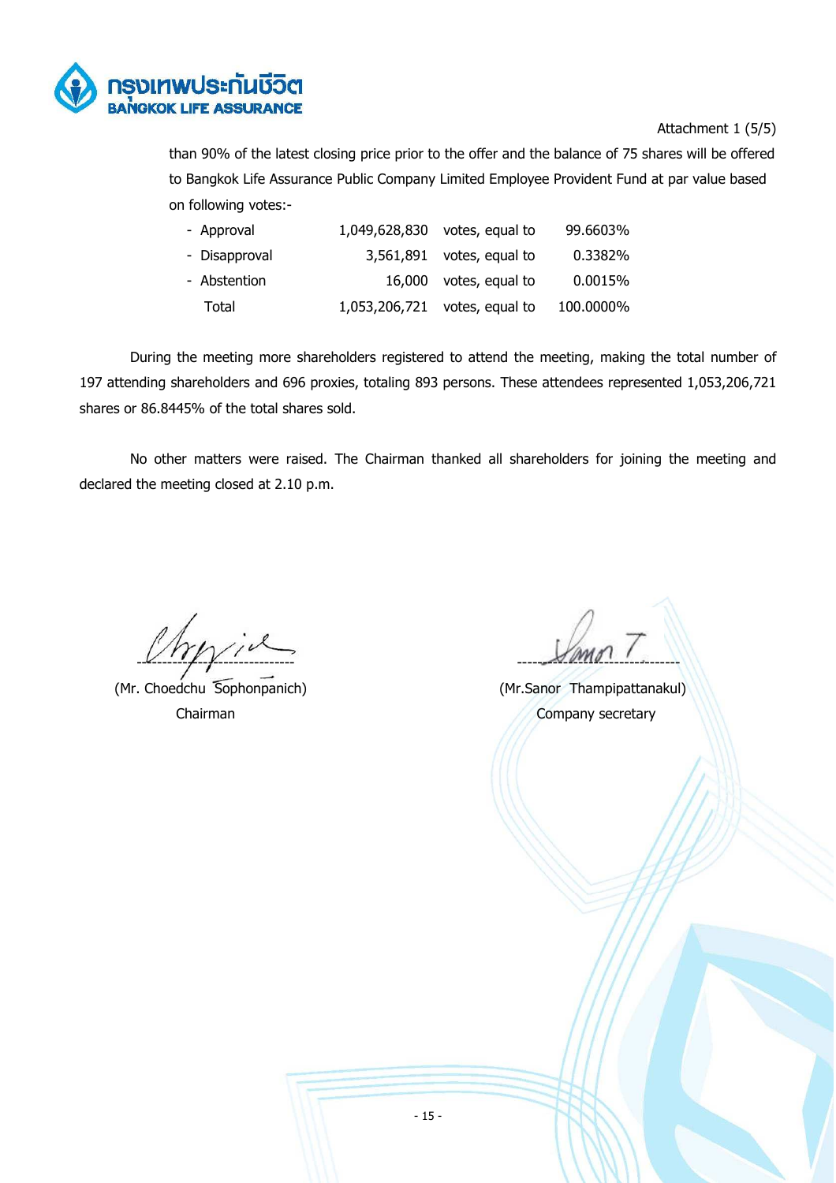Attachment 1 (5/5)

than 90% of the latest closing price prior to the offer and the balance of 75 shares will be offered to Bangkok Life Assurance Public Company Limited Employee Provident Fund at par value based on following votes:-

| | | | |
|---|---|---|---|
| - Approval | 1,049,628,830 | votes, equal to | 99.6603% |
| - Disapproval | 3,561,891 | votes, equal to | 0.3382% |
| - Abstention | 16,000 | votes, equal to | 0.0015% |
| Total | 1,053,206,721 | votes, equal to | 100.0000% |

During the meeting more shareholders registered to attend the meeting, making the total number of 197 attending shareholders and 696 proxies, totaling 893 persons. These attendees represented 1,053,206,721 shares or 86.8445% of the total shares sold.

No other matters were raised. The Chairman thanked all shareholders for joining the meeting and declared the meeting closed at 2.10 p.m.

(Mr. Choedchu Sophonpanich)
Chairman

(Mr.Sanor Thampipattanakul)
Company secretary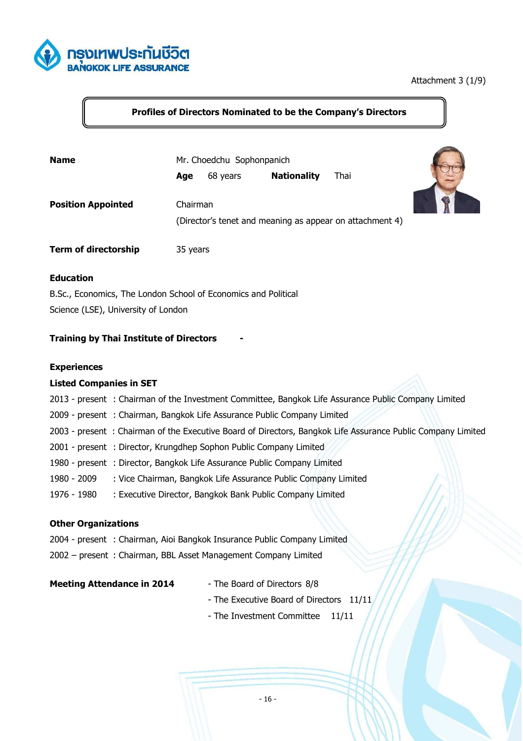Attachment 3 (1/9)

## Profiles of Directors Nominated to be the Company's Directors

**Name** Mr. Choedchu Sophonpanich

**Age** 68 years **Nationality** Thai

**Position Appointed** Chairman

(Director's tenet and meaning as appear on attachment 4)

**Term of directorship** 35 years

**Education**

B.Sc., Economics, The London School of Economics and Political Science (LSE), University of London

**Training by Thai Institute of Directors** -

**Experiences**

**Listed Companies in SET**

2013 - present : Chairman of the Investment Committee, Bangkok Life Assurance Public Company Limited
2009 - present : Chairman, Bangkok Life Assurance Public Company Limited
2003 - present : Chairman of the Executive Board of Directors, Bangkok Life Assurance Public Company Limited
2001 - present : Director, Krungdhep Sophon Public Company Limited
1980 - present : Director, Bangkok Life Assurance Public Company Limited
1980 - 2009 : Vice Chairman, Bangkok Life Assurance Public Company Limited
1976 - 1980 : Executive Director, Bangkok Bank Public Company Limited

**Other Organizations**

2004 - present : Chairman, Aioi Bangkok Insurance Public Company Limited
2002 – present : Chairman, BBL Asset Management Company Limited

**Meeting Attendance in 2014**

- The Board of Directors 8/8
- The Executive Board of Directors 11/11
- The Investment Committee 11/11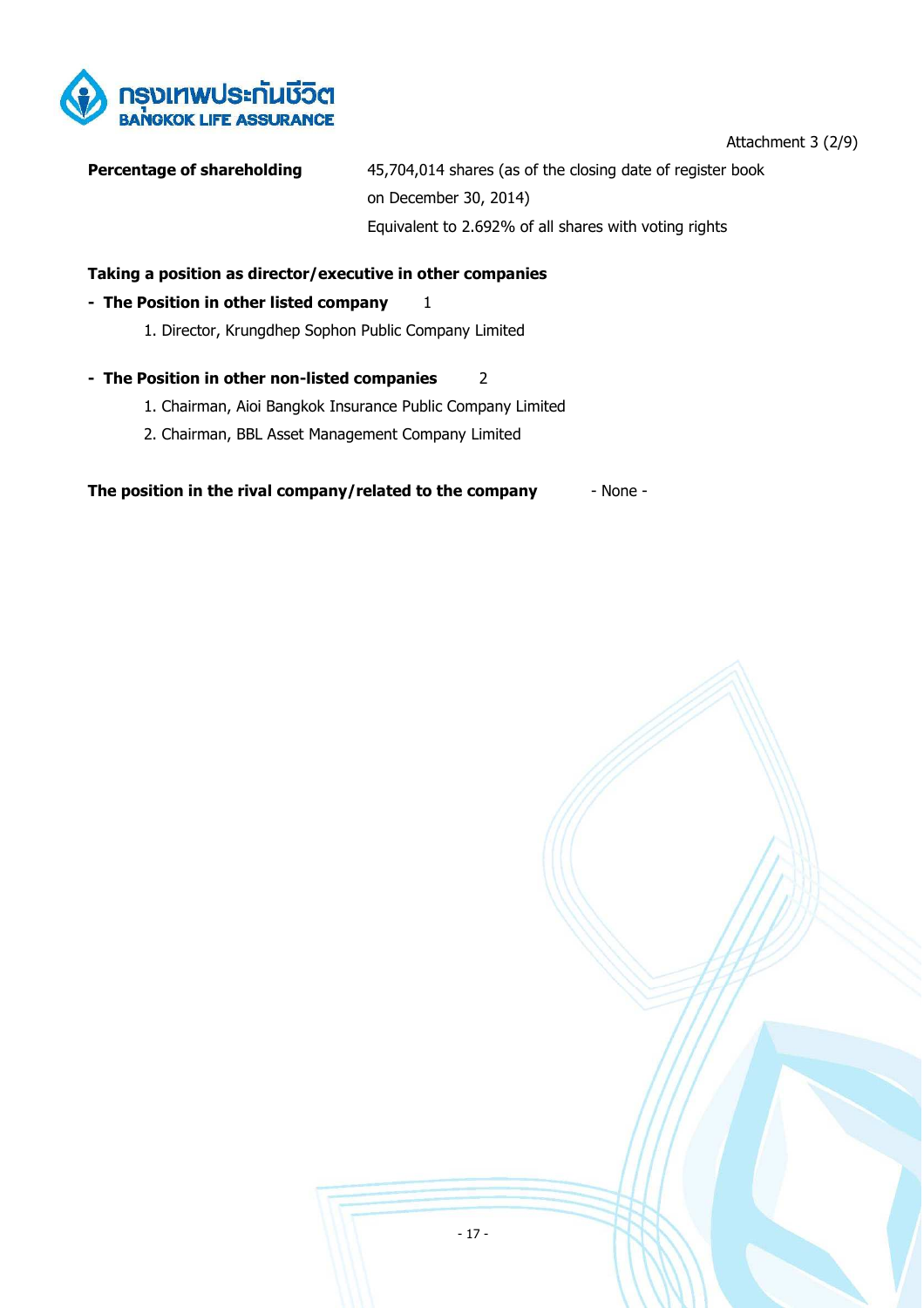Attachment 3 (2/9)

**Percentage of shareholding** 45,704,014 shares (as of the closing date of register book on December 30, 2014)
Equivalent to 2.692% of all shares with voting rights

**Taking a position as director/executive in other companies**

- **The Position in other listed company** 1
  1. Director, Krungdhep Sophon Public Company Limited

- **The Position in other non-listed companies** 2
  1. Chairman, Aioi Bangkok Insurance Public Company Limited
  2. Chairman, BBL Asset Management Company Limited

**The position in the rival company/related to the company** - None -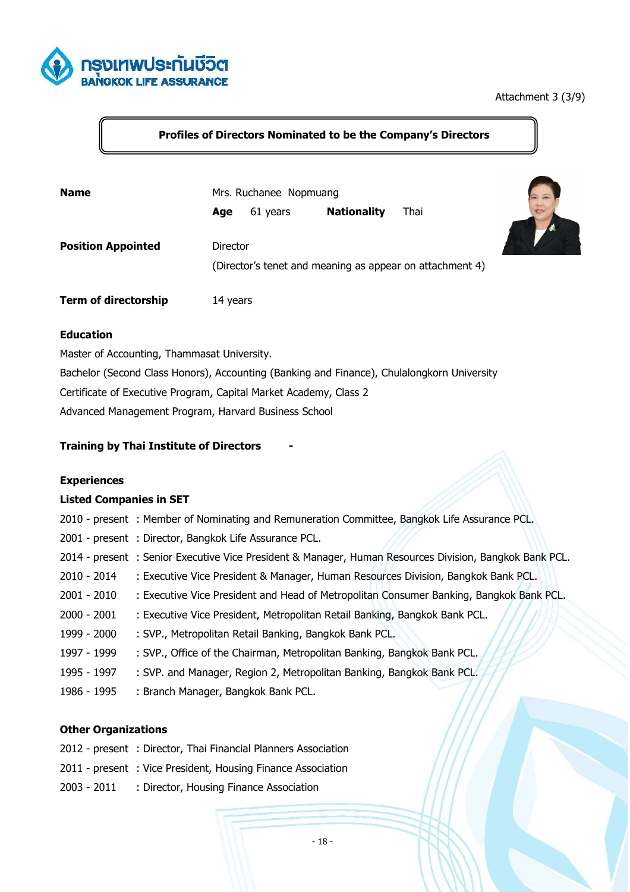Attachment 3 (3/9)

## Profiles of Directors Nominated to be the Company's Directors

**Name** Mrs. Ruchanee Nopmuang

**Age** 61 years **Nationality** Thai

**Position Appointed** Director

(Director's tenet and meaning as appear on attachment 4)

**Term of directorship** 14 years

**Education**

Master of Accounting, Thammasat University.

Bachelor (Second Class Honors), Accounting (Banking and Finance), Chulalongkorn University

Certificate of Executive Program, Capital Market Academy, Class 2

Advanced Management Program, Harvard Business School

**Training by Thai Institute of Directors** -

**Experiences**

**Listed Companies in SET**

2010 - present : Member of Nominating and Remuneration Committee, Bangkok Life Assurance PCL.

2001 - present : Director, Bangkok Life Assurance PCL.

2014 - present : Senior Executive Vice President & Manager, Human Resources Division, Bangkok Bank PCL.

2010 - 2014 : Executive Vice President & Manager, Human Resources Division, Bangkok Bank PCL.

2001 - 2010 : Executive Vice President and Head of Metropolitan Consumer Banking, Bangkok Bank PCL.

2000 - 2001 : Executive Vice President, Metropolitan Retail Banking, Bangkok Bank PCL.

1999 - 2000 : SVP., Metropolitan Retail Banking, Bangkok Bank PCL.

1997 - 1999 : SVP., Office of the Chairman, Metropolitan Banking, Bangkok Bank PCL.

1995 - 1997 : SVP. and Manager, Region 2, Metropolitan Banking, Bangkok Bank PCL.

1986 - 1995 : Branch Manager, Bangkok Bank PCL.

**Other Organizations**

2012 - present : Director, Thai Financial Planners Association

2011 - present : Vice President, Housing Finance Association

2003 - 2011 : Director, Housing Finance Association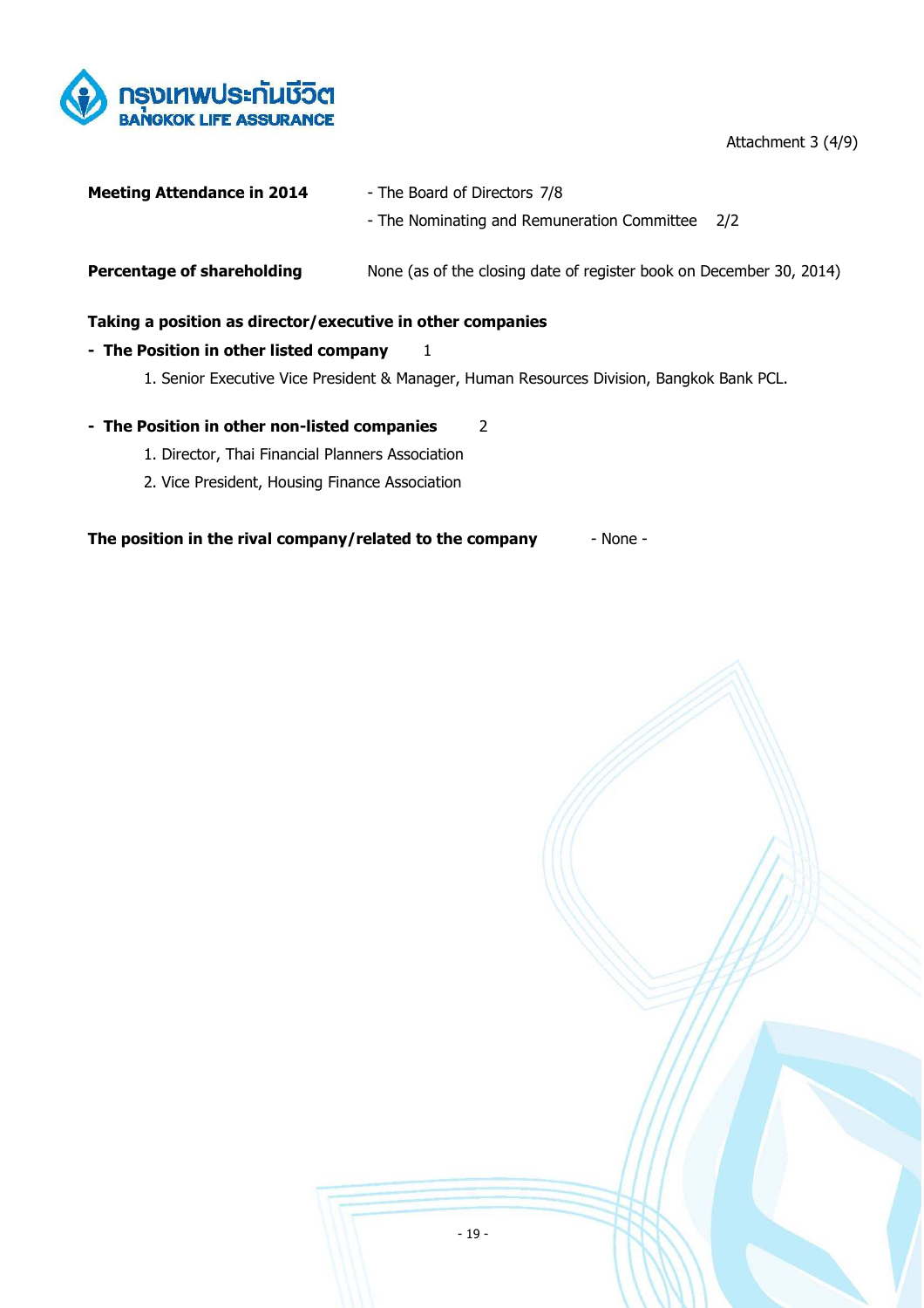Attachment 3 (4/9)

**Meeting Attendance in 2014**

- The Board of Directors 7/8
- The Nominating and Remuneration Committee 2/2

**Percentage of shareholding** None (as of the closing date of register book on December 30, 2014)

**Taking a position as director/executive in other companies**

**- The Position in other listed company** 1

1. Senior Executive Vice President & Manager, Human Resources Division, Bangkok Bank PCL.

**- The Position in other non-listed companies** 2

1. Director, Thai Financial Planners Association
2. Vice President, Housing Finance Association

**The position in the rival company/related to the company** - None -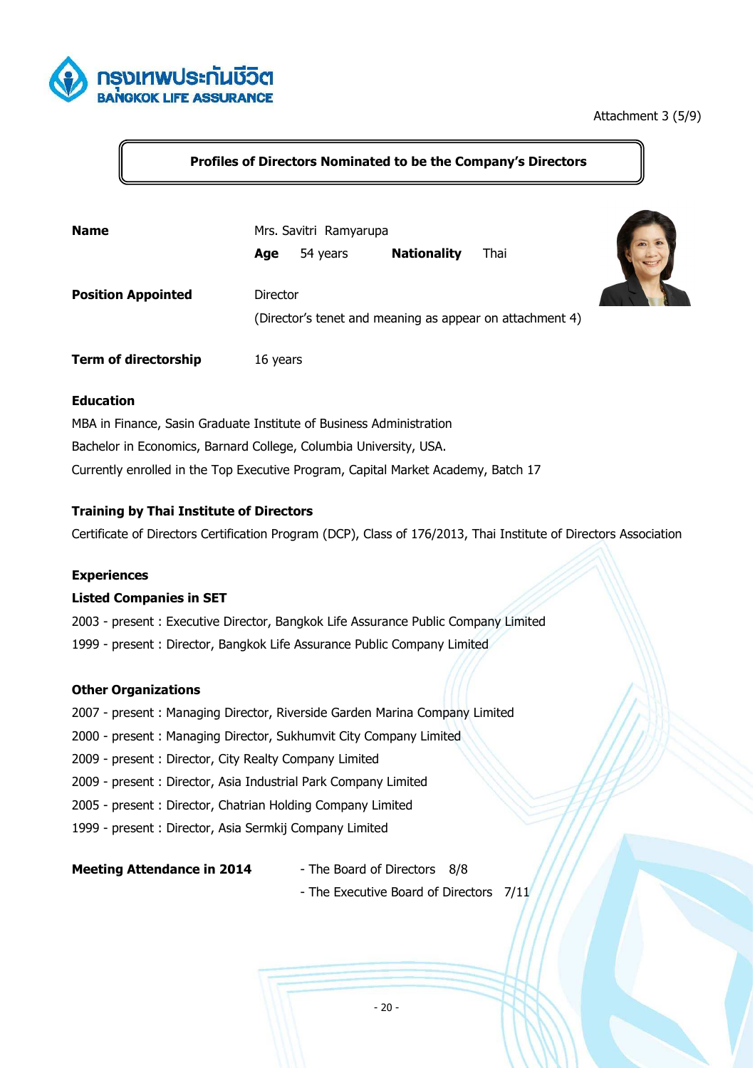Attachment 3 (5/9)

## Profiles of Directors Nominated to be the Company's Directors

**Name** Mrs. Savitri Ramyarupa

**Age** 54 years **Nationality** Thai

**Position Appointed** Director

(Director's tenet and meaning as appear on attachment 4)

**Term of directorship** 16 years

**Education**

MBA in Finance, Sasin Graduate Institute of Business Administration

Bachelor in Economics, Barnard College, Columbia University, USA.

Currently enrolled in the Top Executive Program, Capital Market Academy, Batch 17

**Training by Thai Institute of Directors**

Certificate of Directors Certification Program (DCP), Class of 176/2013, Thai Institute of Directors Association

**Experiences**

**Listed Companies in SET**

2003 - present : Executive Director, Bangkok Life Assurance Public Company Limited

1999 - present : Director, Bangkok Life Assurance Public Company Limited

**Other Organizations**

2007 - present : Managing Director, Riverside Garden Marina Company Limited

2000 - present : Managing Director, Sukhumvit City Company Limited

2009 - present : Director, City Realty Company Limited

2009 - present : Director, Asia Industrial Park Company Limited

2005 - present : Director, Chatrian Holding Company Limited

1999 - present : Director, Asia Sermkij Company Limited

**Meeting Attendance in 2014**

- The Board of Directors 8/8
- The Executive Board of Directors 7/11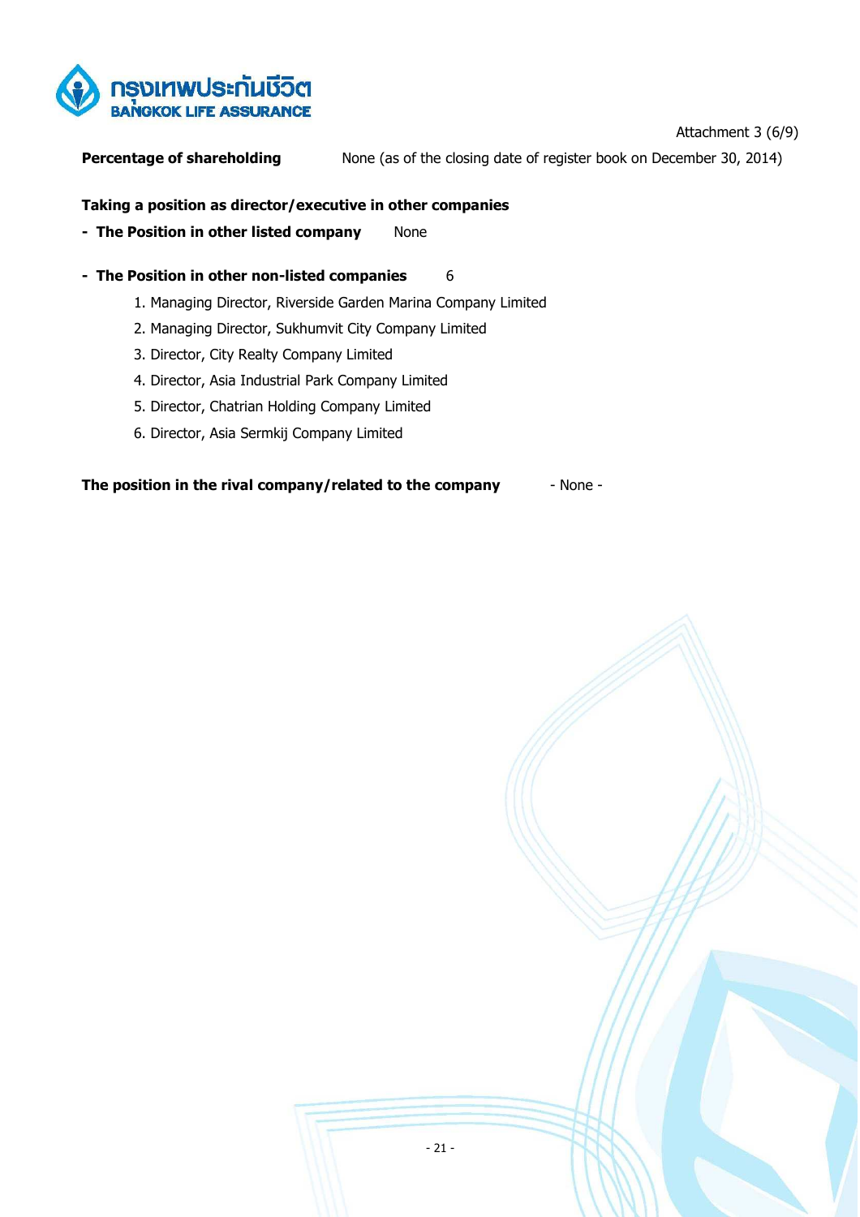Attachment 3 (6/9)

**Percentage of shareholding** None (as of the closing date of register book on December 30, 2014)

**Taking a position as director/executive in other companies**

- **The Position in other listed company** None

- **The Position in other non-listed companies** 6
  1. Managing Director, Riverside Garden Marina Company Limited
  2. Managing Director, Sukhumvit City Company Limited
  3. Director, City Realty Company Limited
  4. Director, Asia Industrial Park Company Limited
  5. Director, Chatrian Holding Company Limited
  6. Director, Asia Sermkij Company Limited

**The position in the rival company/related to the company** - None -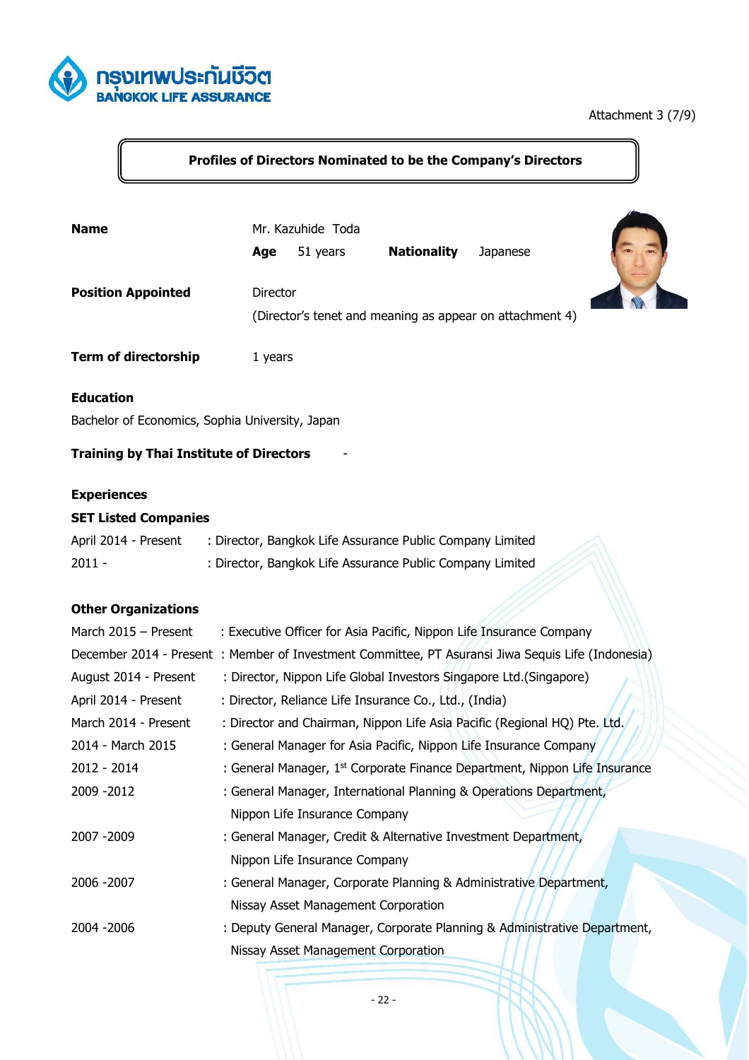Attachment 3 (7/9)

## Profiles of Directors Nominated to be the Company's Directors

**Name** Mr. Kazuhide Toda

**Age** 51 years **Nationality** Japanese

**Position Appointed** Director

(Director's tenet and meaning as appear on attachment 4)

**Term of directorship** 1 years

**Education**

Bachelor of Economics, Sophia University, Japan

**Training by Thai Institute of Directors** -

**Experiences**

**SET Listed Companies**

| | |
|---|---|
| April 2014 - Present | : Director, Bangkok Life Assurance Public Company Limited |
| 2011 - | : Director, Bangkok Life Assurance Public Company Limited |

**Other Organizations**

| | |
|---|---|
| March 2015 – Present | : Executive Officer for Asia Pacific, Nippon Life Insurance Company |
| December 2014 - Present | : Member of Investment Committee, PT Asuransi Jiwa Sequis Life (Indonesia) |
| August 2014 - Present | : Director, Nippon Life Global Investors Singapore Ltd.(Singapore) |
| April 2014 - Present | : Director, Reliance Life Insurance Co., Ltd., (India) |
| March 2014 - Present | : Director and Chairman, Nippon Life Asia Pacific (Regional HQ) Pte. Ltd. |
| 2014 - March 2015 | : General Manager for Asia Pacific, Nippon Life Insurance Company |
| 2012 - 2014 | : General Manager, 1st Corporate Finance Department, Nippon Life Insurance |
| 2009 -2012 | : General Manager, International Planning & Operations Department, Nippon Life Insurance Company |
| 2007 -2009 | : General Manager, Credit & Alternative Investment Department, Nippon Life Insurance Company |
| 2006 -2007 | : General Manager, Corporate Planning & Administrative Department, Nissay Asset Management Corporation |
| 2004 -2006 | : Deputy General Manager, Corporate Planning & Administrative Department, Nissay Asset Management Corporation |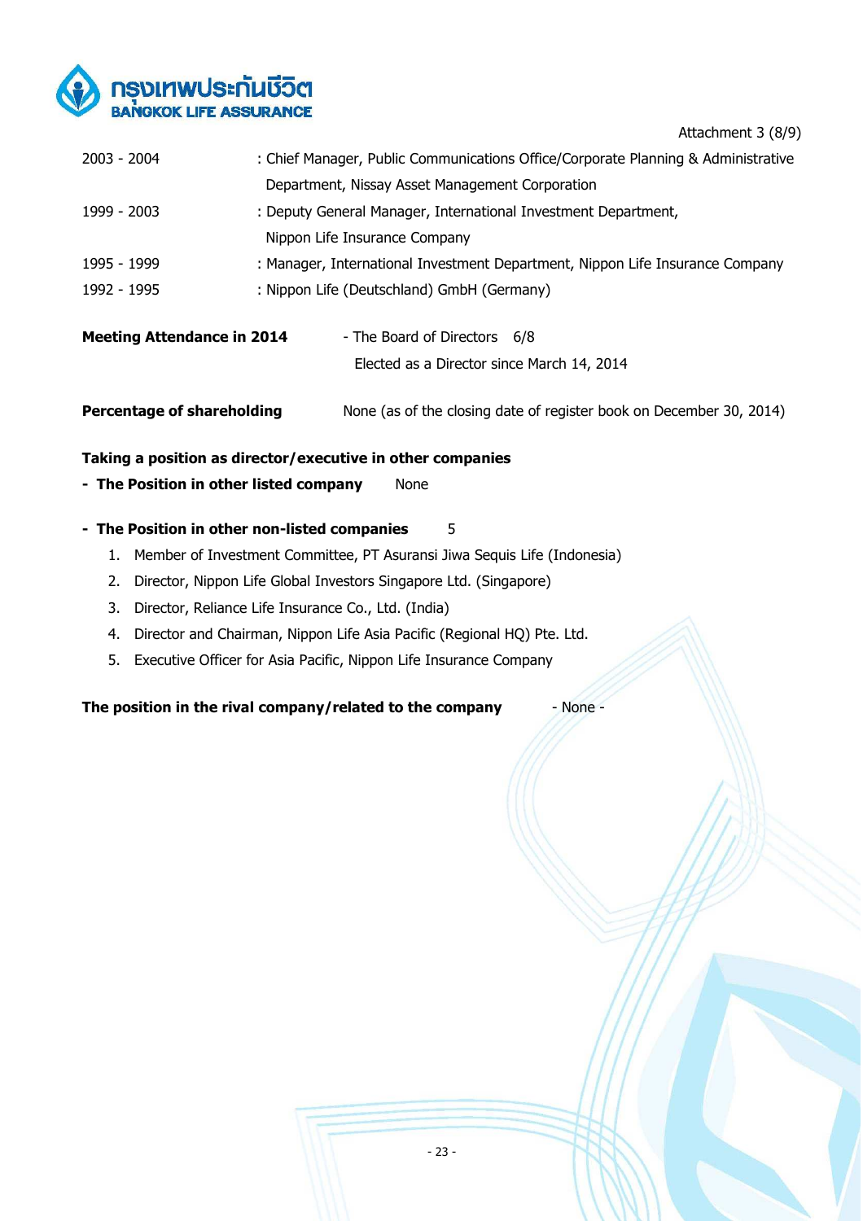Attachment 3 (8/9)

| | |
|---|---|
| 2003 - 2004 | : Chief Manager, Public Communications Office/Corporate Planning & Administrative Department, Nissay Asset Management Corporation |
| 1999 - 2003 | : Deputy General Manager, International Investment Department, Nippon Life Insurance Company |
| 1995 - 1999 | : Manager, International Investment Department, Nippon Life Insurance Company |
| 1992 - 1995 | : Nippon Life (Deutschland) GmbH (Germany) |

**Meeting Attendance in 2014** - The Board of Directors 6/8

Elected as a Director since March 14, 2014

**Percentage of shareholding** None (as of the closing date of register book on December 30, 2014)

**Taking a position as director/executive in other companies**

- **The Position in other listed company** None

- **The Position in other non-listed companies** 5

1. Member of Investment Committee, PT Asuransi Jiwa Sequis Life (Indonesia)
2. Director, Nippon Life Global Investors Singapore Ltd. (Singapore)
3. Director, Reliance Life Insurance Co., Ltd. (India)
4. Director and Chairman, Nippon Life Asia Pacific (Regional HQ) Pte. Ltd.
5. Executive Officer for Asia Pacific, Nippon Life Insurance Company

**The position in the rival company/related to the company** - None -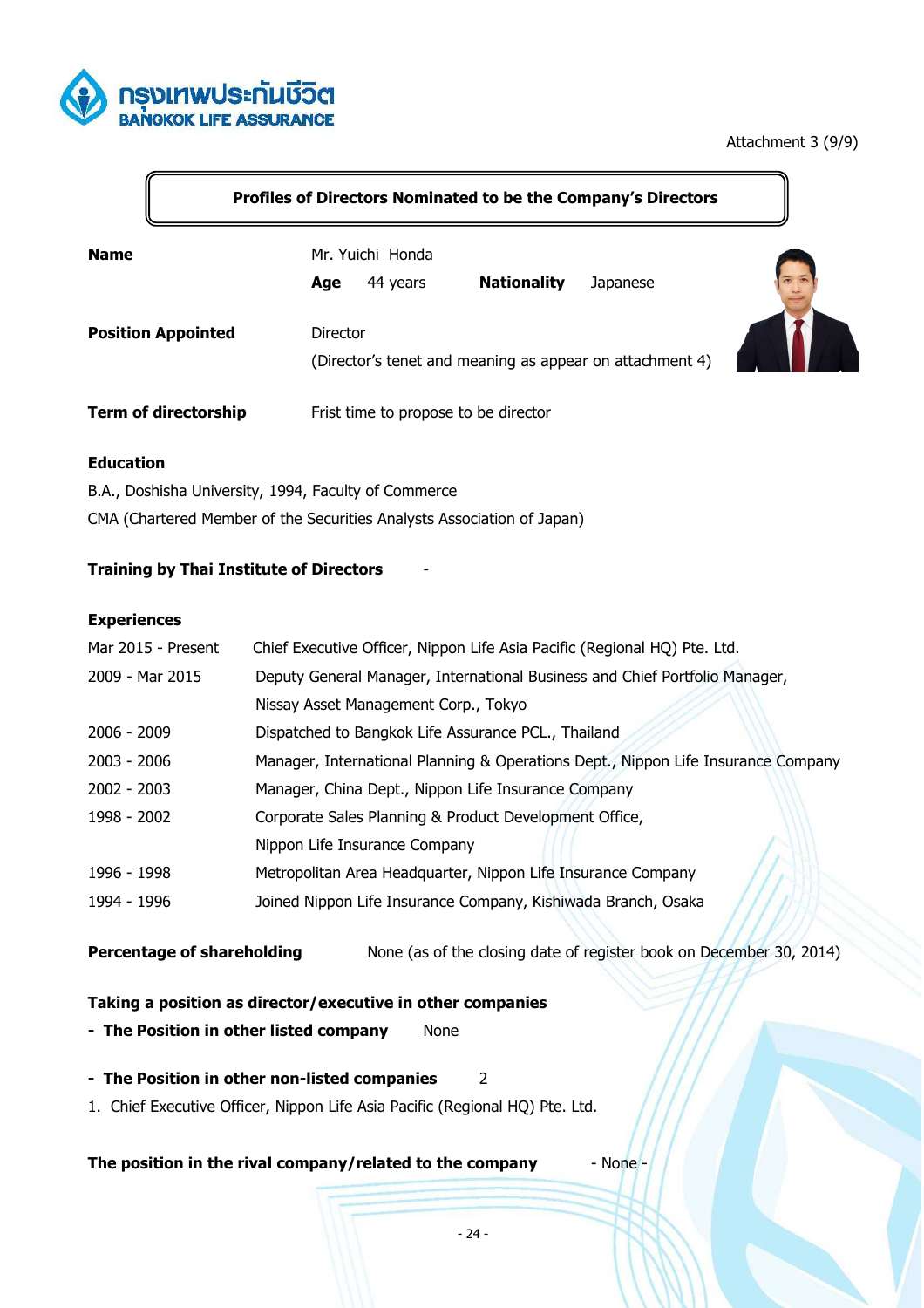Attachment 3 (9/9)

## Profiles of Directors Nominated to be the Company's Directors

**Name** Mr. Yuichi Honda

**Age** 44 years **Nationality** Japanese

**Position Appointed** Director

(Director's tenet and meaning as appear on attachment 4)

**Term of directorship** Frist time to propose to be director

**Education**

B.A., Doshisha University, 1994, Faculty of Commerce

CMA (Chartered Member of the Securities Analysts Association of Japan)

**Training by Thai Institute of Directors** -

**Experiences**

| | |
|---|---|
| Mar 2015 - Present | Chief Executive Officer, Nippon Life Asia Pacific (Regional HQ) Pte. Ltd. |
| 2009 - Mar 2015 | Deputy General Manager, International Business and Chief Portfolio Manager, Nissay Asset Management Corp., Tokyo |
| 2006 - 2009 | Dispatched to Bangkok Life Assurance PCL., Thailand |
| 2003 - 2006 | Manager, International Planning & Operations Dept., Nippon Life Insurance Company |
| 2002 - 2003 | Manager, China Dept., Nippon Life Insurance Company |
| 1998 - 2002 | Corporate Sales Planning & Product Development Office, Nippon Life Insurance Company |
| 1996 - 1998 | Metropolitan Area Headquarter, Nippon Life Insurance Company |
| 1994 - 1996 | Joined Nippon Life Insurance Company, Kishiwada Branch, Osaka |

**Percentage of shareholding** None (as of the closing date of register book on December 30, 2014)

**Taking a position as director/executive in other companies**

- **The Position in other listed company** None

- **The Position in other non-listed companies** 2

1. Chief Executive Officer, Nippon Life Asia Pacific (Regional HQ) Pte. Ltd.

**The position in the rival company/related to the company** - None -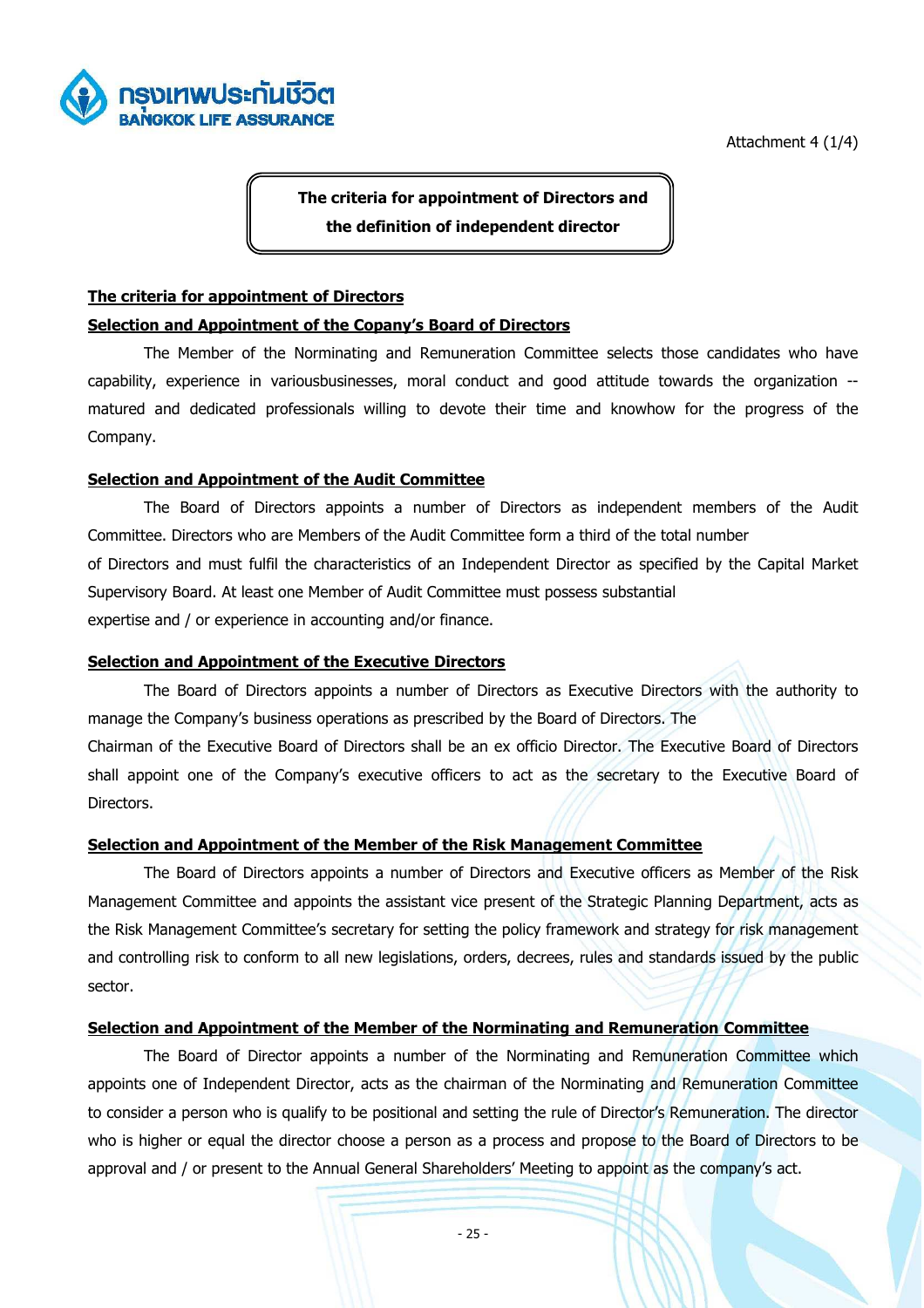Attachment 4 (1/4)

# The criteria for appointment of Directors and the definition of independent director

## The criteria for appointment of Directors

### Selection and Appointment of the Copany's Board of Directors

The Member of the Norminating and Remuneration Committee selects those candidates who have capability, experience in variousbusinesses, moral conduct and good attitude towards the organization -- matured and dedicated professionals willing to devote their time and knowhow for the progress of the Company.

### Selection and Appointment of the Audit Committee

The Board of Directors appoints a number of Directors as independent members of the Audit Committee. Directors who are Members of the Audit Committee form a third of the total number of Directors and must fulfil the characteristics of an Independent Director as specified by the Capital Market Supervisory Board. At least one Member of Audit Committee must possess substantial expertise and / or experience in accounting and/or finance.

### Selection and Appointment of the Executive Directors

The Board of Directors appoints a number of Directors as Executive Directors with the authority to manage the Company's business operations as prescribed by the Board of Directors. The Chairman of the Executive Board of Directors shall be an ex officio Director. The Executive Board of Directors shall appoint one of the Company's executive officers to act as the secretary to the Executive Board of Directors.

### Selection and Appointment of the Member of the Risk Management Committee

The Board of Directors appoints a number of Directors and Executive officers as Member of the Risk Management Committee and appoints the assistant vice present of the Strategic Planning Department, acts as the Risk Management Committee's secretary for setting the policy framework and strategy for risk management and controlling risk to conform to all new legislations, orders, decrees, rules and standards issued by the public sector.

### Selection and Appointment of the Member of the Norminating and Remuneration Committee

The Board of Director appoints a number of the Norminating and Remuneration Committee which appoints one of Independent Director, acts as the chairman of the Norminating and Remuneration Committee to consider a person who is qualify to be positional and setting the rule of Director's Remuneration. The director who is higher or equal the director choose a person as a process and propose to the Board of Directors to be approval and / or present to the Annual General Shareholders' Meeting to appoint as the company's act.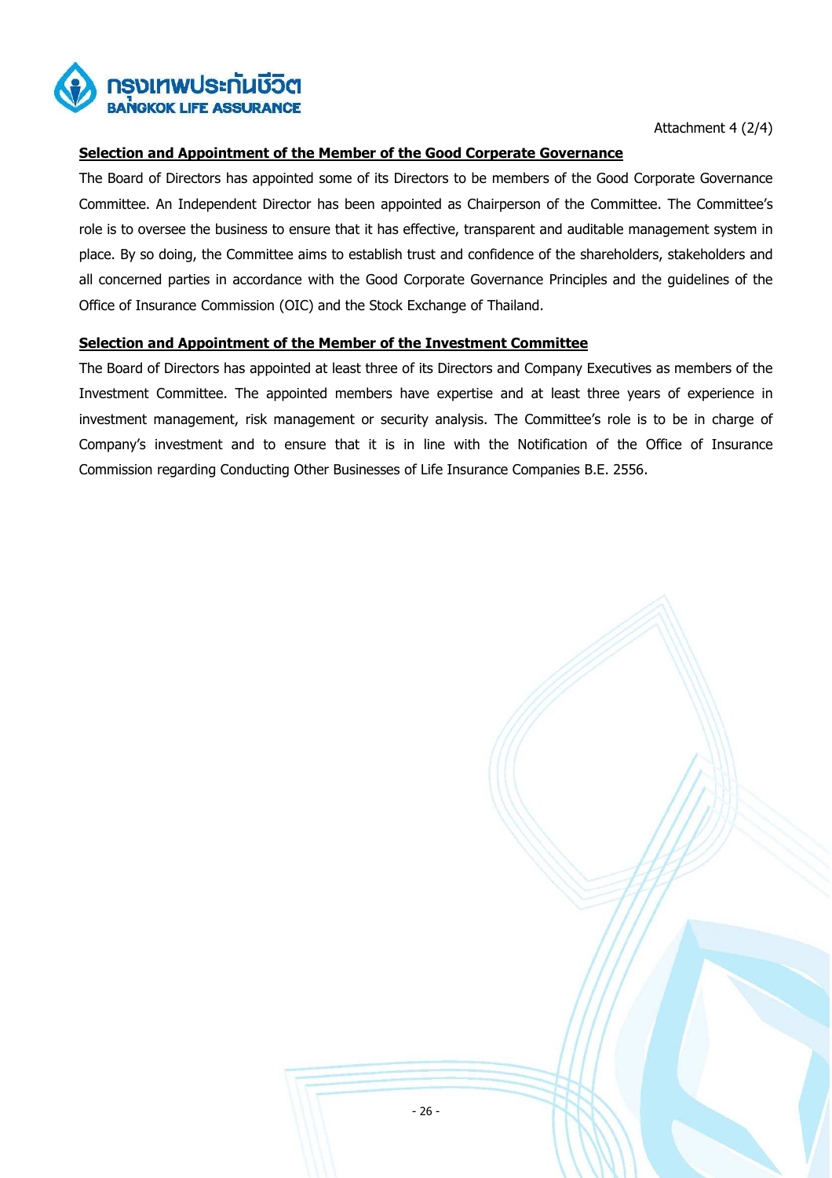Attachment 4 (2/4)

**Selection and Appointment of the Member of the Good Corperate Governance**

The Board of Directors has appointed some of its Directors to be members of the Good Corporate Governance Committee. An Independent Director has been appointed as Chairperson of the Committee. The Committee's role is to oversee the business to ensure that it has effective, transparent and auditable management system in place. By so doing, the Committee aims to establish trust and confidence of the shareholders, stakeholders and all concerned parties in accordance with the Good Corporate Governance Principles and the guidelines of the Office of Insurance Commission (OIC) and the Stock Exchange of Thailand.

**Selection and Appointment of the Member of the Investment Committee**

The Board of Directors has appointed at least three of its Directors and Company Executives as members of the Investment Committee. The appointed members have expertise and at least three years of experience in investment management, risk management or security analysis. The Committee's role is to be in charge of Company's investment and to ensure that it is in line with the Notification of the Office of Insurance Commission regarding Conducting Other Businesses of Life Insurance Companies B.E. 2556.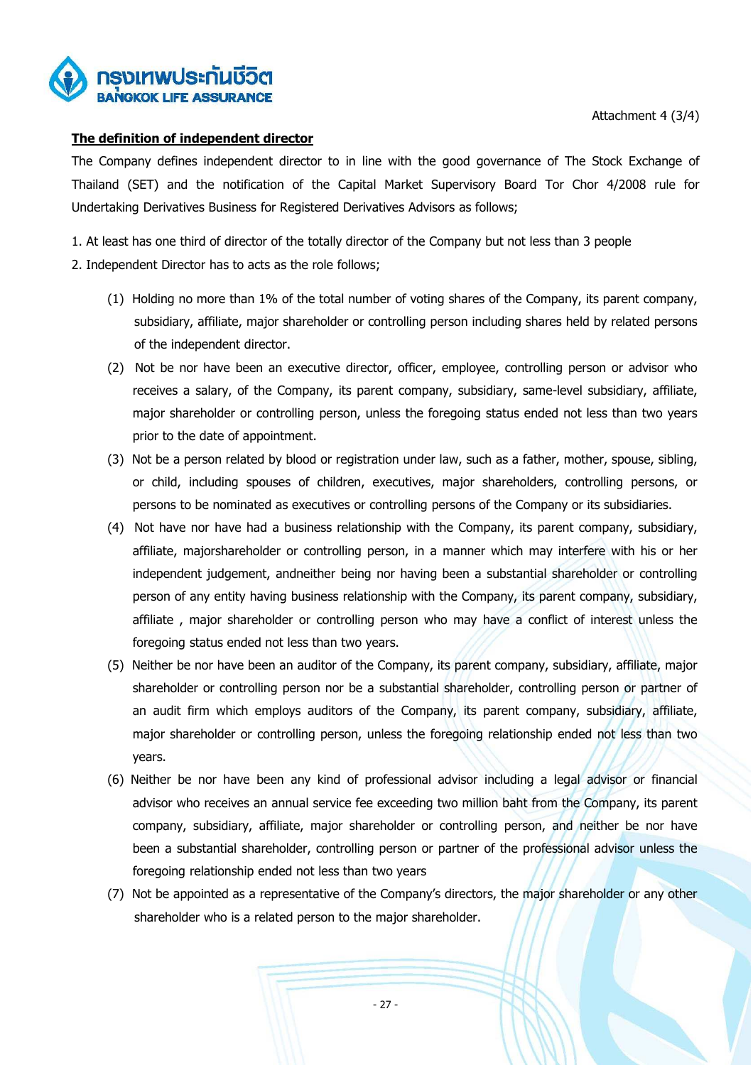Attachment 4 (3/4)

**The definition of independent director**

The Company defines independent director to in line with the good governance of The Stock Exchange of Thailand (SET) and the notification of the Capital Market Supervisory Board Tor Chor 4/2008 rule for Undertaking Derivatives Business for Registered Derivatives Advisors as follows;

1. At least has one third of director of the totally director of the Company but not less than 3 people
2. Independent Director has to acts as the role follows;

   (1) Holding no more than 1% of the total number of voting shares of the Company, its parent company, subsidiary, affiliate, major shareholder or controlling person including shares held by related persons of the independent director.

   (2) Not be nor have been an executive director, officer, employee, controlling person or advisor who receives a salary, of the Company, its parent company, subsidiary, same-level subsidiary, affiliate, major shareholder or controlling person, unless the foregoing status ended not less than two years prior to the date of appointment.

   (3) Not be a person related by blood or registration under law, such as a father, mother, spouse, sibling, or child, including spouses of children, executives, major shareholders, controlling persons, or persons to be nominated as executives or controlling persons of the Company or its subsidiaries.

   (4) Not have nor have had a business relationship with the Company, its parent company, subsidiary, affiliate, majorshareholder or controlling person, in a manner which may interfere with his or her independent judgement, andneither being nor having been a substantial shareholder or controlling person of any entity having business relationship with the Company, its parent company, subsidiary, affiliate , major shareholder or controlling person who may have a conflict of interest unless the foregoing status ended not less than two years.

   (5) Neither be nor have been an auditor of the Company, its parent company, subsidiary, affiliate, major shareholder or controlling person nor be a substantial shareholder, controlling person or partner of an audit firm which employs auditors of the Company, its parent company, subsidiary, affiliate, major shareholder or controlling person, unless the foregoing relationship ended not less than two years.

   (6) Neither be nor have been any kind of professional advisor including a legal advisor or financial advisor who receives an annual service fee exceeding two million baht from the Company, its parent company, subsidiary, affiliate, major shareholder or controlling person, and neither be nor have been a substantial shareholder, controlling person or partner of the professional advisor unless the foregoing relationship ended not less than two years

   (7) Not be appointed as a representative of the Company's directors, the major shareholder or any other shareholder who is a related person to the major shareholder.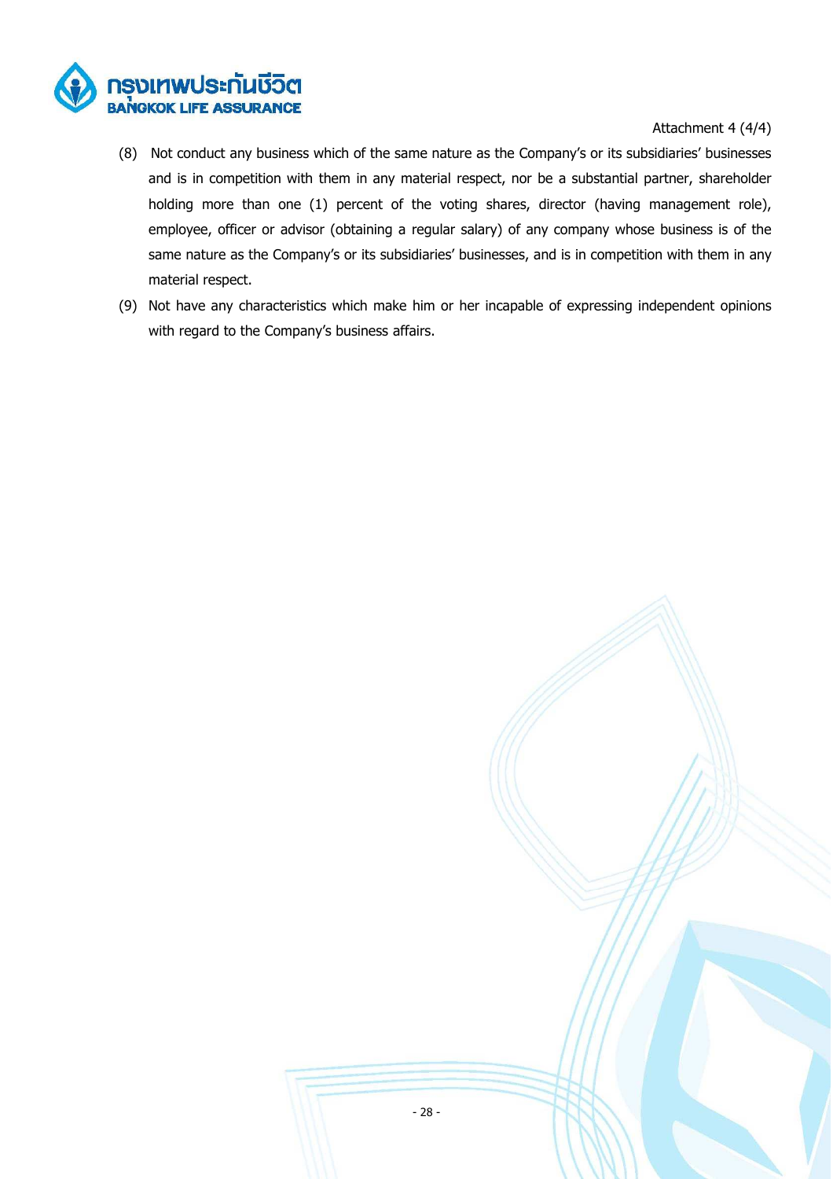Attachment 4 (4/4)

(8) Not conduct any business which of the same nature as the Company's or its subsidiaries' businesses and is in competition with them in any material respect, nor be a substantial partner, shareholder holding more than one (1) percent of the voting shares, director (having management role), employee, officer or advisor (obtaining a regular salary) of any company whose business is of the same nature as the Company's or its subsidiaries' businesses, and is in competition with them in any material respect.

(9) Not have any characteristics which make him or her incapable of expressing independent opinions with regard to the Company's business affairs.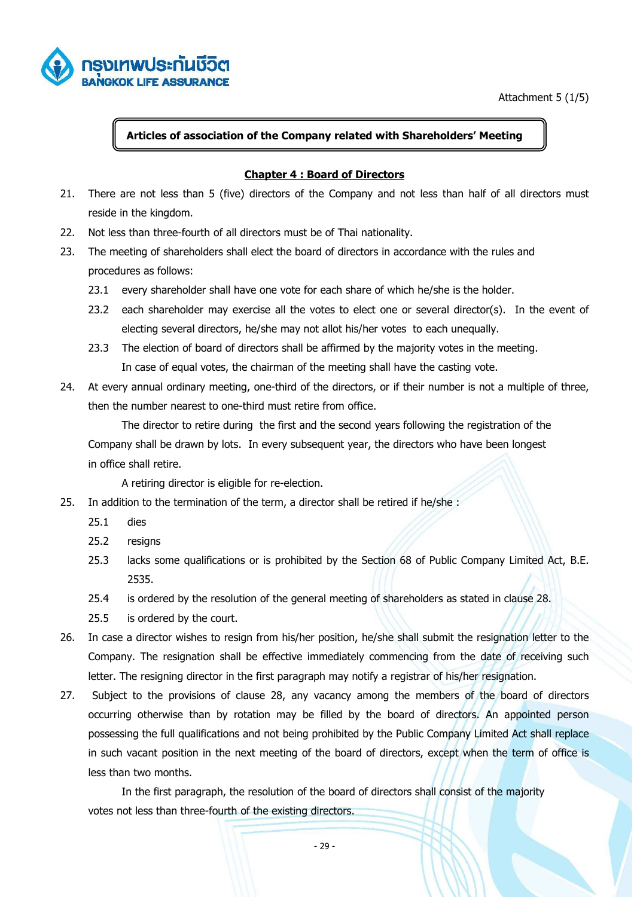Attachment 5 (1/5)

**Articles of association of the Company related with Shareholders' Meeting**

## Chapter 4 : Board of Directors

21. There are not less than 5 (five) directors of the Company and not less than half of all directors must reside in the kingdom.
22. Not less than three-fourth of all directors must be of Thai nationality.
23. The meeting of shareholders shall elect the board of directors in accordance with the rules and procedures as follows:
    - 23.1 every shareholder shall have one vote for each share of which he/she is the holder.
    - 23.2 each shareholder may exercise all the votes to elect one or several director(s). In the event of electing several directors, he/she may not allot his/her votes to each unequally.
    - 23.3 The election of board of directors shall be affirmed by the majority votes in the meeting. In case of equal votes, the chairman of the meeting shall have the casting vote.
24. At every annual ordinary meeting, one-third of the directors, or if their number is not a multiple of three, then the number nearest to one-third must retire from office.

    The director to retire during the first and the second years following the registration of the Company shall be drawn by lots. In every subsequent year, the directors who have been longest in office shall retire.

    A retiring director is eligible for re-election.
25. In addition to the termination of the term, a director shall be retired if he/she :
    - 25.1 dies
    - 25.2 resigns
    - 25.3 lacks some qualifications or is prohibited by the Section 68 of Public Company Limited Act, B.E. 2535.
    - 25.4 is ordered by the resolution of the general meeting of shareholders as stated in clause 28.
    - 25.5 is ordered by the court.
26. In case a director wishes to resign from his/her position, he/she shall submit the resignation letter to the Company. The resignation shall be effective immediately commencing from the date of receiving such letter. The resigning director in the first paragraph may notify a registrar of his/her resignation.
27. Subject to the provisions of clause 28, any vacancy among the members of the board of directors occurring otherwise than by rotation may be filled by the board of directors. An appointed person possessing the full qualifications and not being prohibited by the Public Company Limited Act shall replace in such vacant position in the next meeting of the board of directors, except when the term of office is less than two months.

    In the first paragraph, the resolution of the board of directors shall consist of the majority votes not less than three-fourth of the existing directors.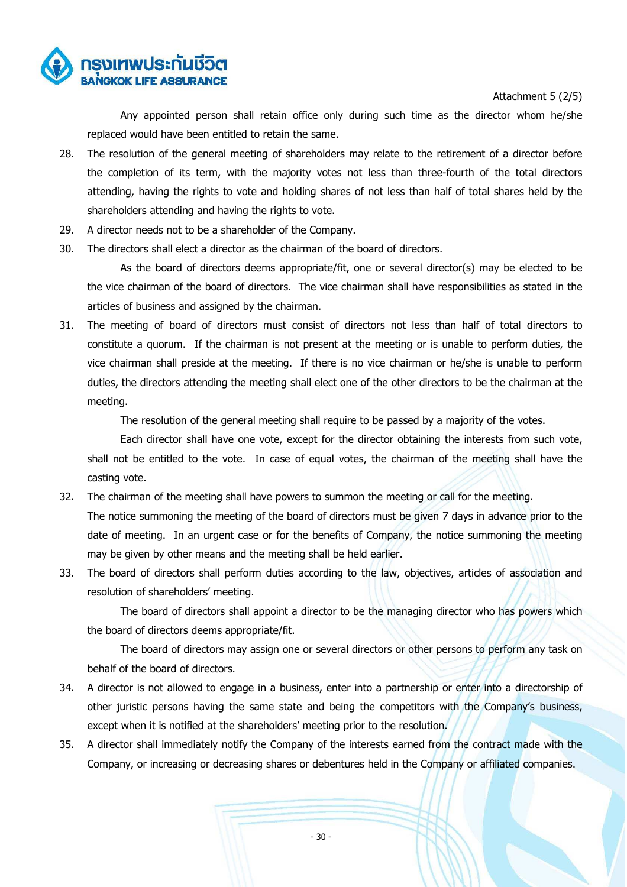Any appointed person shall retain office only during such time as the director whom he/she replaced would have been entitled to retain the same.

28. The resolution of the general meeting of shareholders may relate to the retirement of a director before the completion of its term, with the majority votes not less than three-fourth of the total directors attending, having the rights to vote and holding shares of not less than half of total shares held by the shareholders attending and having the rights to vote.
29. A director needs not to be a shareholder of the Company.
30. The directors shall elect a director as the chairman of the board of directors.

    As the board of directors deems appropriate/fit, one or several director(s) may be elected to be the vice chairman of the board of directors. The vice chairman shall have responsibilities as stated in the articles of business and assigned by the chairman.
31. The meeting of board of directors must consist of directors not less than half of total directors to constitute a quorum. If the chairman is not present at the meeting or is unable to perform duties, the vice chairman shall preside at the meeting. If there is no vice chairman or he/she is unable to perform duties, the directors attending the meeting shall elect one of the other directors to be the chairman at the meeting.

    The resolution of the general meeting shall require to be passed by a majority of the votes.

    Each director shall have one vote, except for the director obtaining the interests from such vote, shall not be entitled to the vote. In case of equal votes, the chairman of the meeting shall have the casting vote.
32. The chairman of the meeting shall have powers to summon the meeting or call for the meeting.
    The notice summoning the meeting of the board of directors must be given 7 days in advance prior to the date of meeting. In an urgent case or for the benefits of Company, the notice summoning the meeting may be given by other means and the meeting shall be held earlier.
33. The board of directors shall perform duties according to the law, objectives, articles of association and resolution of shareholders' meeting.

    The board of directors shall appoint a director to be the managing director who has powers which the board of directors deems appropriate/fit.

    The board of directors may assign one or several directors or other persons to perform any task on behalf of the board of directors.
34. A director is not allowed to engage in a business, enter into a partnership or enter into a directorship of other juristic persons having the same state and being the competitors with the Company's business, except when it is notified at the shareholders' meeting prior to the resolution.
35. A director shall immediately notify the Company of the interests earned from the contract made with the Company, or increasing or decreasing shares or debentures held in the Company or affiliated companies.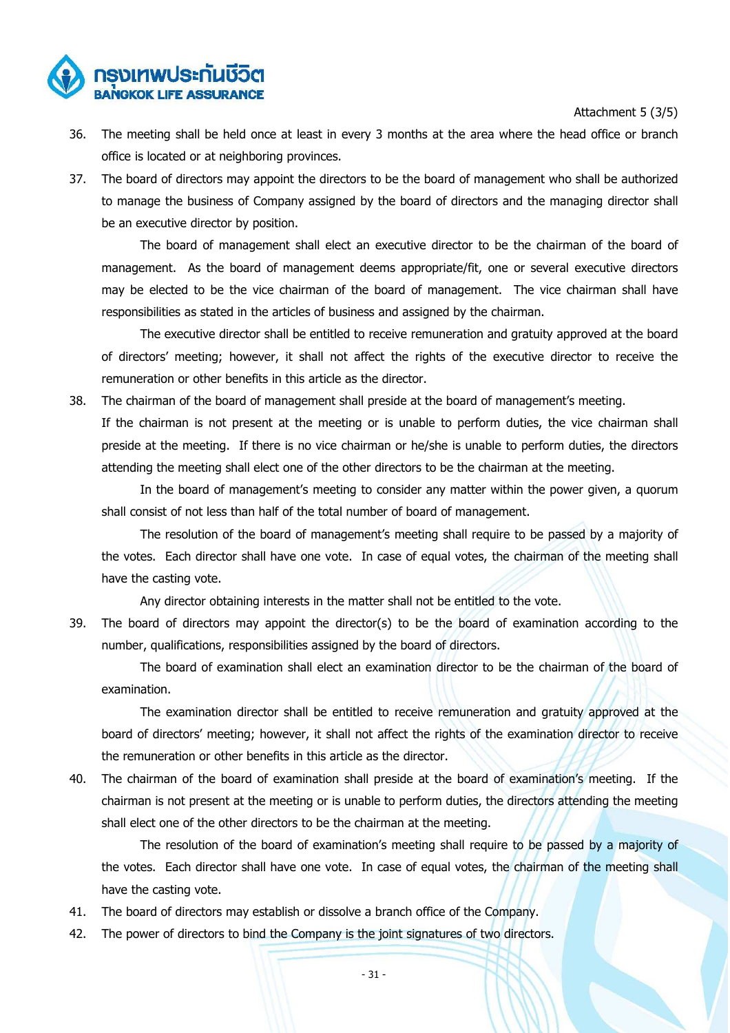Attachment 5 (3/5)

36. The meeting shall be held once at least in every 3 months at the area where the head office or branch office is located or at neighboring provinces.

37. The board of directors may appoint the directors to be the board of management who shall be authorized to manage the business of Company assigned by the board of directors and the managing director shall be an executive director by position.

    The board of management shall elect an executive director to be the chairman of the board of management. As the board of management deems appropriate/fit, one or several executive directors may be elected to be the vice chairman of the board of management. The vice chairman shall have responsibilities as stated in the articles of business and assigned by the chairman.

    The executive director shall be entitled to receive remuneration and gratuity approved at the board of directors' meeting; however, it shall not affect the rights of the executive director to receive the remuneration or other benefits in this article as the director.

38. The chairman of the board of management shall preside at the board of management's meeting.

    If the chairman is not present at the meeting or is unable to perform duties, the vice chairman shall preside at the meeting. If there is no vice chairman or he/she is unable to perform duties, the directors attending the meeting shall elect one of the other directors to be the chairman at the meeting.

    In the board of management's meeting to consider any matter within the power given, a quorum shall consist of not less than half of the total number of board of management.

    The resolution of the board of management's meeting shall require to be passed by a majority of the votes. Each director shall have one vote. In case of equal votes, the chairman of the meeting shall have the casting vote.

    Any director obtaining interests in the matter shall not be entitled to the vote.

39. The board of directors may appoint the director(s) to be the board of examination according to the number, qualifications, responsibilities assigned by the board of directors.

    The board of examination shall elect an examination director to be the chairman of the board of examination.

    The examination director shall be entitled to receive remuneration and gratuity approved at the board of directors' meeting; however, it shall not affect the rights of the examination director to receive the remuneration or other benefits in this article as the director.

40. The chairman of the board of examination shall preside at the board of examination's meeting. If the chairman is not present at the meeting or is unable to perform duties, the directors attending the meeting shall elect one of the other directors to be the chairman at the meeting.

    The resolution of the board of examination's meeting shall require to be passed by a majority of the votes. Each director shall have one vote. In case of equal votes, the chairman of the meeting shall have the casting vote.

41. The board of directors may establish or dissolve a branch office of the Company.

42. The power of directors to bind the Company is the joint signatures of two directors.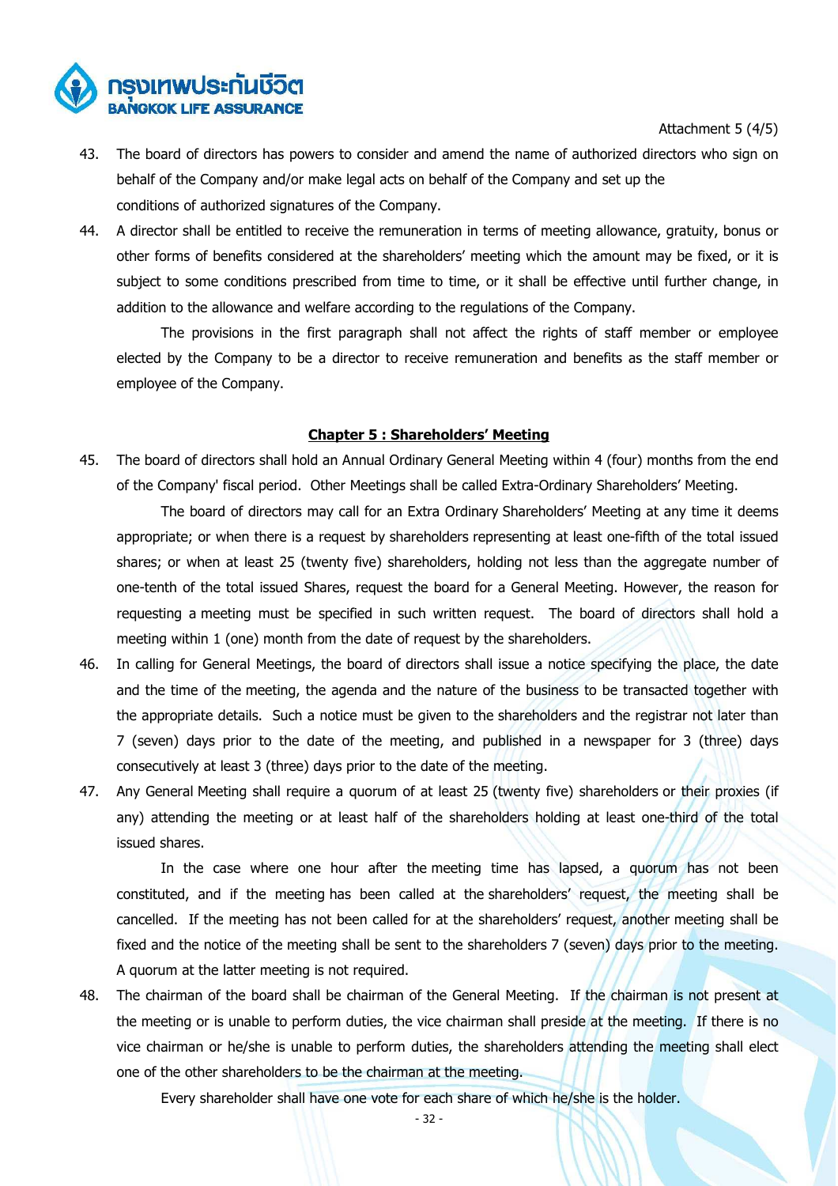Attachment 5 (4/5)

43. The board of directors has powers to consider and amend the name of authorized directors who sign on behalf of the Company and/or make legal acts on behalf of the Company and set up the conditions of authorized signatures of the Company.

44. A director shall be entitled to receive the remuneration in terms of meeting allowance, gratuity, bonus or other forms of benefits considered at the shareholders' meeting which the amount may be fixed, or it is subject to some conditions prescribed from time to time, or it shall be effective until further change, in addition to the allowance and welfare according to the regulations of the Company.

    The provisions in the first paragraph shall not affect the rights of staff member or employee elected by the Company to be a director to receive remuneration and benefits as the staff member or employee of the Company.

## Chapter 5 : Shareholders' Meeting

45. The board of directors shall hold an Annual Ordinary General Meeting within 4 (four) months from the end of the Company' fiscal period. Other Meetings shall be called Extra-Ordinary Shareholders' Meeting.

    The board of directors may call for an Extra Ordinary Shareholders' Meeting at any time it deems appropriate; or when there is a request by shareholders representing at least one-fifth of the total issued shares; or when at least 25 (twenty five) shareholders, holding not less than the aggregate number of one-tenth of the total issued Shares, request the board for a General Meeting. However, the reason for requesting a meeting must be specified in such written request. The board of directors shall hold a meeting within 1 (one) month from the date of request by the shareholders.

46. In calling for General Meetings, the board of directors shall issue a notice specifying the place, the date and the time of the meeting, the agenda and the nature of the business to be transacted together with the appropriate details. Such a notice must be given to the shareholders and the registrar not later than 7 (seven) days prior to the date of the meeting, and published in a newspaper for 3 (three) days consecutively at least 3 (three) days prior to the date of the meeting.

47. Any General Meeting shall require a quorum of at least 25 (twenty five) shareholders or their proxies (if any) attending the meeting or at least half of the shareholders holding at least one-third of the total issued shares.

    In the case where one hour after the meeting time has lapsed, a quorum has not been constituted, and if the meeting has been called at the shareholders' request, the meeting shall be cancelled. If the meeting has not been called for at the shareholders' request, another meeting shall be fixed and the notice of the meeting shall be sent to the shareholders 7 (seven) days prior to the meeting. A quorum at the latter meeting is not required.

48. The chairman of the board shall be chairman of the General Meeting. If the chairman is not present at the meeting or is unable to perform duties, the vice chairman shall preside at the meeting. If there is no vice chairman or he/she is unable to perform duties, the shareholders attending the meeting shall elect one of the other shareholders to be the chairman at the meeting.

    Every shareholder shall have one vote for each share of which he/she is the holder.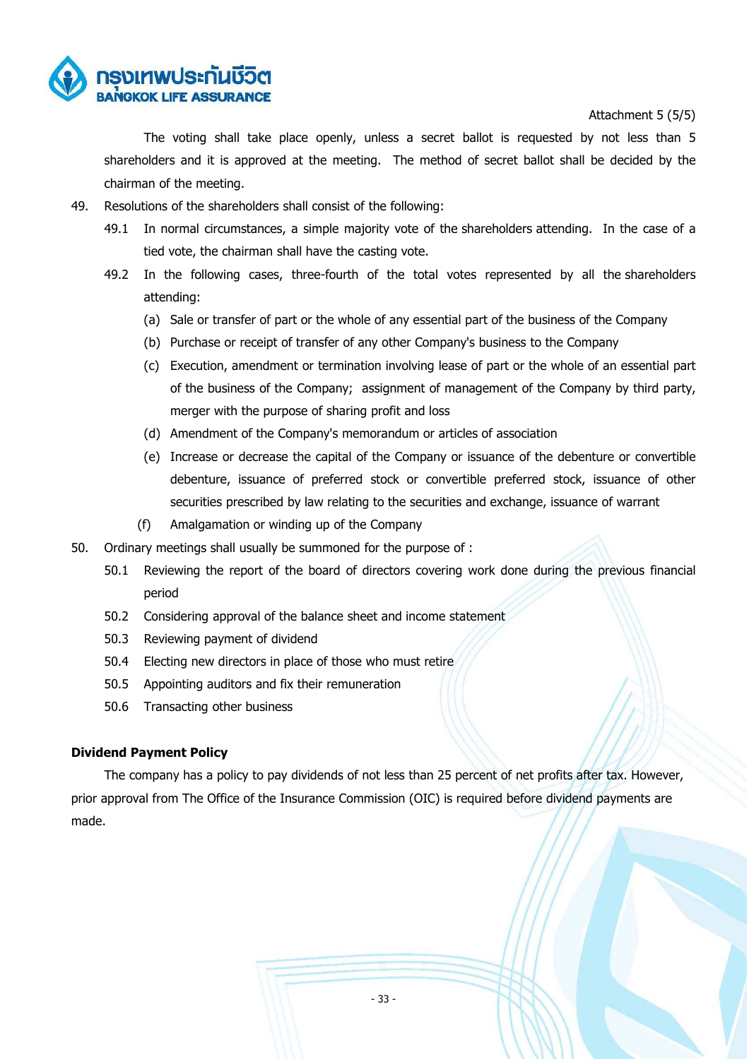Attachment 5 (5/5)

The voting shall take place openly, unless a secret ballot is requested by not less than 5 shareholders and it is approved at the meeting. The method of secret ballot shall be decided by the chairman of the meeting.

49. Resolutions of the shareholders shall consist of the following:

    49.1 In normal circumstances, a simple majority vote of the shareholders attending. In the case of a tied vote, the chairman shall have the casting vote.

    49.2 In the following cases, three-fourth of the total votes represented by all the shareholders attending:

    (a) Sale or transfer of part or the whole of any essential part of the business of the Company

    (b) Purchase or receipt of transfer of any other Company's business to the Company

    (c) Execution, amendment or termination involving lease of part or the whole of an essential part of the business of the Company; assignment of management of the Company by third party, merger with the purpose of sharing profit and loss

    (d) Amendment of the Company's memorandum or articles of association

    (e) Increase or decrease the capital of the Company or issuance of the debenture or convertible debenture, issuance of preferred stock or convertible preferred stock, issuance of other securities prescribed by law relating to the securities and exchange, issuance of warrant

    (f) Amalgamation or winding up of the Company

50. Ordinary meetings shall usually be summoned for the purpose of :

    50.1 Reviewing the report of the board of directors covering work done during the previous financial period

    50.2 Considering approval of the balance sheet and income statement

    50.3 Reviewing payment of dividend

    50.4 Electing new directors in place of those who must retire

    50.5 Appointing auditors and fix their remuneration

    50.6 Transacting other business

**Dividend Payment Policy**

The company has a policy to pay dividends of not less than 25 percent of net profits after tax. However, prior approval from The Office of the Insurance Commission (OIC) is required before dividend payments are made.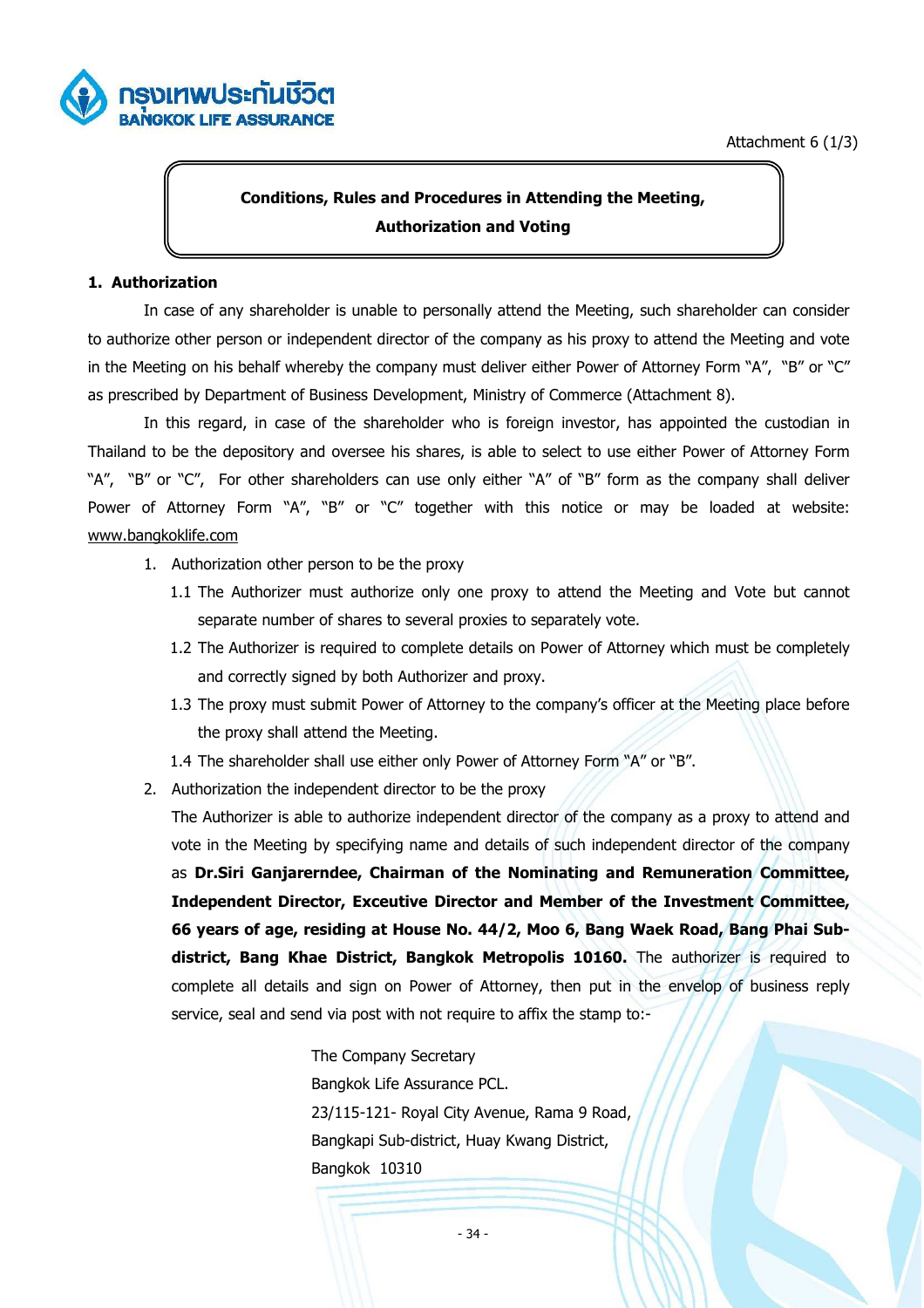Attachment 6 (1/3)

**Conditions, Rules and Procedures in Attending the Meeting,**
**Authorization and Voting**

**1. Authorization**

In case of any shareholder is unable to personally attend the Meeting, such shareholder can consider to authorize other person or independent director of the company as his proxy to attend the Meeting and vote in the Meeting on his behalf whereby the company must deliver either Power of Attorney Form "A", "B" or "C" as prescribed by Department of Business Development, Ministry of Commerce (Attachment 8).

In this regard, in case of the shareholder who is foreign investor, has appointed the custodian in Thailand to be the depository and oversee his shares, is able to select to use either Power of Attorney Form "A", "B" or "C", For other shareholders can use only either "A" of "B" form as the company shall deliver Power of Attorney Form "A", "B" or "C" together with this notice or may be loaded at website: www.bangkoklife.com

1. Authorization other person to be the proxy
   - 1.1 The Authorizer must authorize only one proxy to attend the Meeting and Vote but cannot separate number of shares to several proxies to separately vote.
   - 1.2 The Authorizer is required to complete details on Power of Attorney which must be completely and correctly signed by both Authorizer and proxy.
   - 1.3 The proxy must submit Power of Attorney to the company's officer at the Meeting place before the proxy shall attend the Meeting.
   - 1.4 The shareholder shall use either only Power of Attorney Form "A" or "B".
2. Authorization the independent director to be the proxy

   The Authorizer is able to authorize independent director of the company as a proxy to attend and vote in the Meeting by specifying name and details of such independent director of the company as **Dr.Siri Ganjarerndee, Chairman of the Nominating and Remuneration Committee, Independent Director, Exceutive Director and Member of the Investment Committee, 66 years of age, residing at House No. 44/2, Moo 6, Bang Waek Road, Bang Phai Sub-district, Bang Khae District, Bangkok Metropolis 10160.** The authorizer is required to complete all details and sign on Power of Attorney, then put in the envelop of business reply service, seal and send via post with not require to affix the stamp to:-

   The Company Secretary
   Bangkok Life Assurance PCL.
   23/115-121- Royal City Avenue, Rama 9 Road,
   Bangkapi Sub-district, Huay Kwang District,
   Bangkok 10310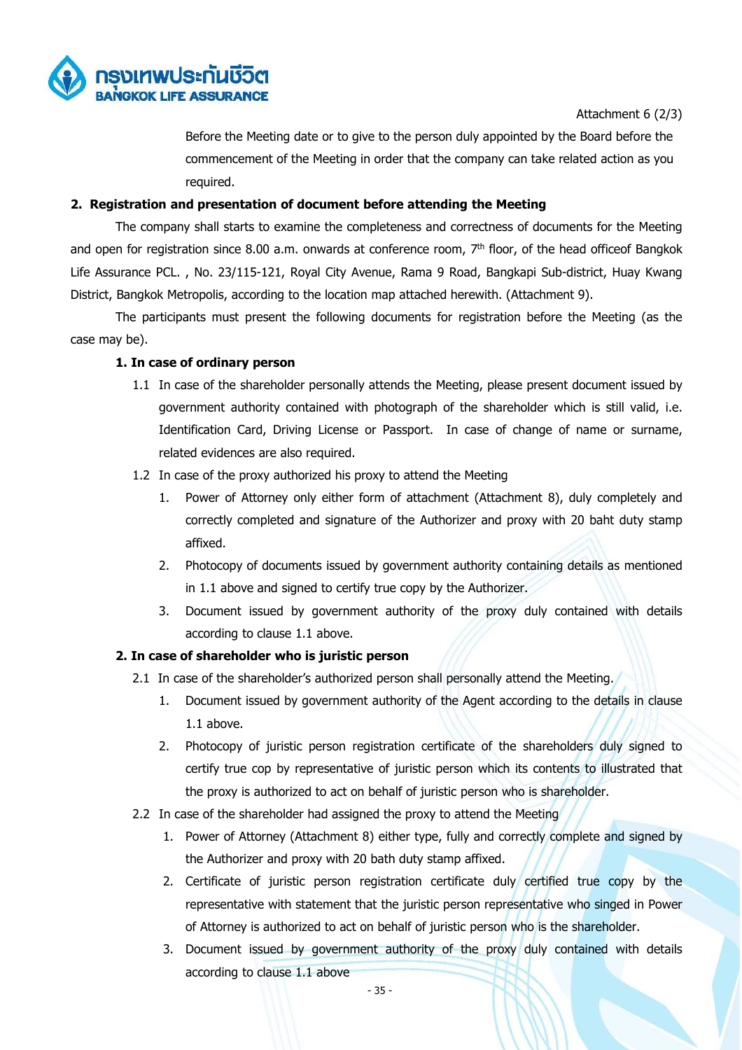Attachment 6 (2/3)

Before the Meeting date or to give to the person duly appointed by the Board before the commencement of the Meeting in order that the company can take related action as you required.

## 2. Registration and presentation of document before attending the Meeting

The company shall starts to examine the completeness and correctness of documents for the Meeting and open for registration since 8.00 a.m. onwards at conference room, 7th floor, of the head officeof Bangkok Life Assurance PCL. , No. 23/115-121, Royal City Avenue, Rama 9 Road, Bangkapi Sub-district, Huay Kwang District, Bangkok Metropolis, according to the location map attached herewith. (Attachment 9).

The participants must present the following documents for registration before the Meeting (as the case may be).

**1. In case of ordinary person**

1.1 In case of the shareholder personally attends the Meeting, please present document issued by government authority contained with photograph of the shareholder which is still valid, i.e. Identification Card, Driving License or Passport. In case of change of name or surname, related evidences are also required.

1.2 In case of the proxy authorized his proxy to attend the Meeting

1. Power of Attorney only either form of attachment (Attachment 8), duly completely and correctly completed and signature of the Authorizer and proxy with 20 baht duty stamp affixed.
2. Photocopy of documents issued by government authority containing details as mentioned in 1.1 above and signed to certify true copy by the Authorizer.
3. Document issued by government authority of the proxy duly contained with details according to clause 1.1 above.

**2. In case of shareholder who is juristic person**

2.1 In case of the shareholder's authorized person shall personally attend the Meeting.

1. Document issued by government authority of the Agent according to the details in clause 1.1 above.
2. Photocopy of juristic person registration certificate of the shareholders duly signed to certify true cop by representative of juristic person which its contents to illustrated that the proxy is authorized to act on behalf of juristic person who is shareholder.

2.2 In case of the shareholder had assigned the proxy to attend the Meeting

1. Power of Attorney (Attachment 8) either type, fully and correctly complete and signed by the Authorizer and proxy with 20 bath duty stamp affixed.
2. Certificate of juristic person registration certificate duly certified true copy by the representative with statement that the juristic person representative who singed in Power of Attorney is authorized to act on behalf of juristic person who is the shareholder.
3. Document issued by government authority of the proxy duly contained with details according to clause 1.1 above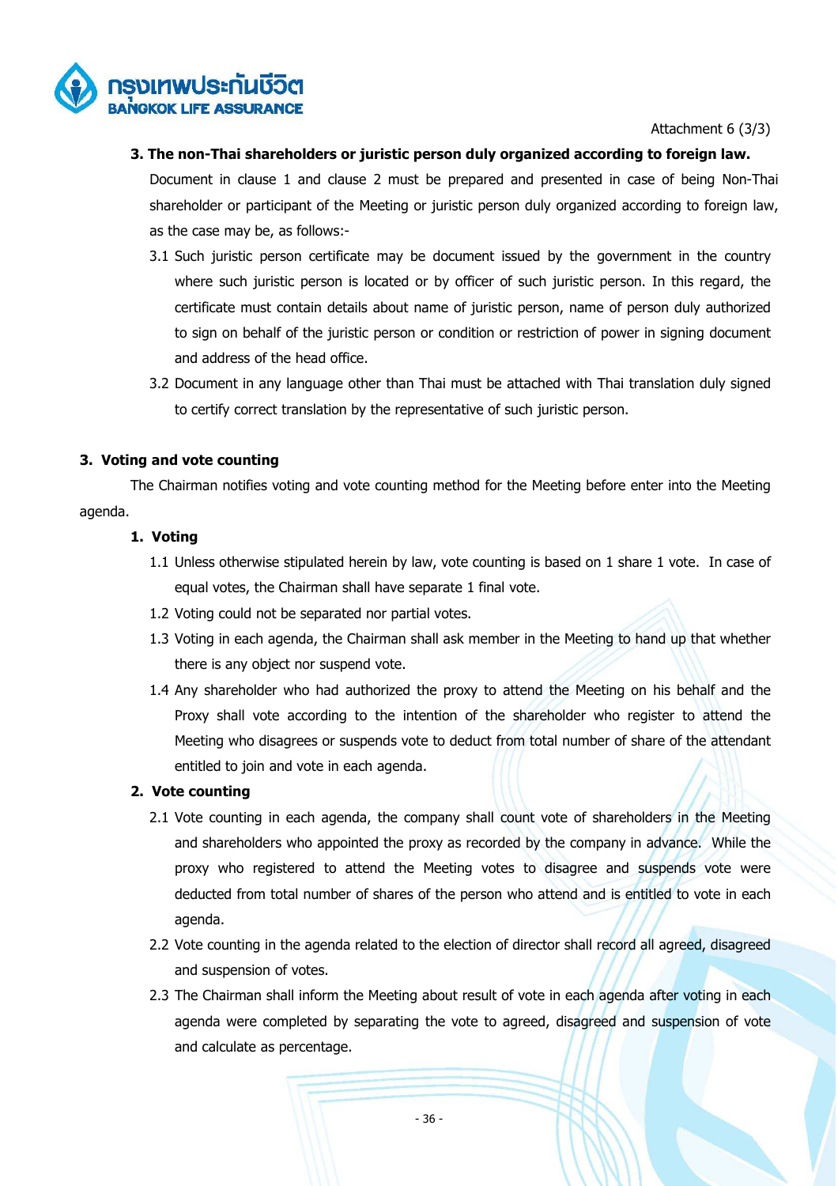Attachment 6 (3/3)

**3. The non-Thai shareholders or juristic person duly organized according to foreign law.**

Document in clause 1 and clause 2 must be prepared and presented in case of being Non-Thai shareholder or participant of the Meeting or juristic person duly organized according to foreign law, as the case may be, as follows:-

3.1 Such juristic person certificate may be document issued by the government in the country where such juristic person is located or by officer of such juristic person. In this regard, the certificate must contain details about name of juristic person, name of person duly authorized to sign on behalf of the juristic person or condition or restriction of power in signing document and address of the head office.

3.2 Document in any language other than Thai must be attached with Thai translation duly signed to certify correct translation by the representative of such juristic person.

## 3. Voting and vote counting

The Chairman notifies voting and vote counting method for the Meeting before enter into the Meeting agenda.

**1. Voting**

1.1 Unless otherwise stipulated herein by law, vote counting is based on 1 share 1 vote. In case of equal votes, the Chairman shall have separate 1 final vote.

1.2 Voting could not be separated nor partial votes.

1.3 Voting in each agenda, the Chairman shall ask member in the Meeting to hand up that whether there is any object nor suspend vote.

1.4 Any shareholder who had authorized the proxy to attend the Meeting on his behalf and the Proxy shall vote according to the intention of the shareholder who register to attend the Meeting who disagrees or suspends vote to deduct from total number of share of the attendant entitled to join and vote in each agenda.

**2. Vote counting**

2.1 Vote counting in each agenda, the company shall count vote of shareholders in the Meeting and shareholders who appointed the proxy as recorded by the company in advance. While the proxy who registered to attend the Meeting votes to disagree and suspends vote were deducted from total number of shares of the person who attend and is entitled to vote in each agenda.

2.2 Vote counting in the agenda related to the election of director shall record all agreed, disagreed and suspension of votes.

2.3 The Chairman shall inform the Meeting about result of vote in each agenda after voting in each agenda were completed by separating the vote to agreed, disagreed and suspension of vote and calculate as percentage.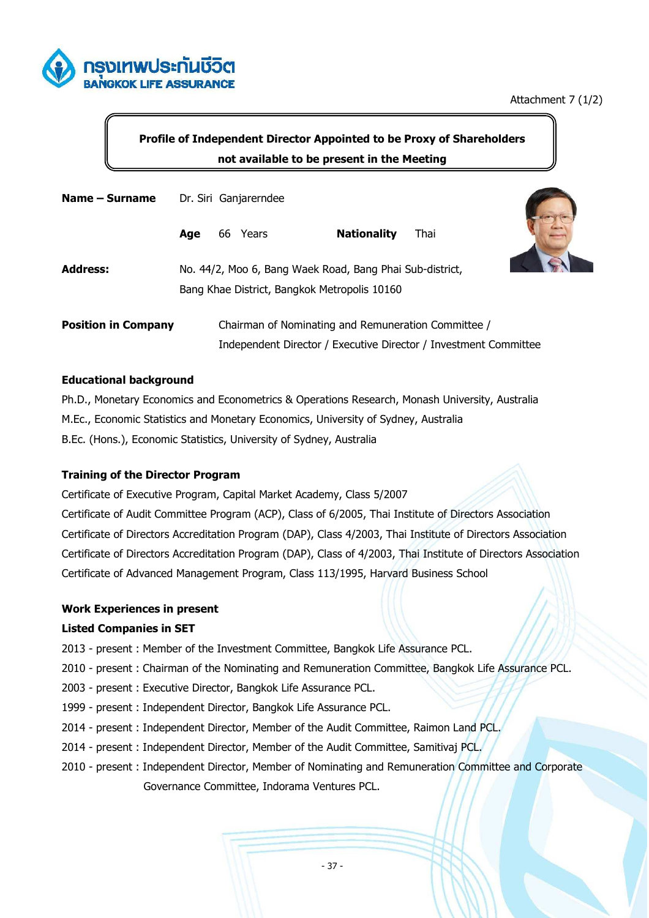Attachment 7 (1/2)

## Profile of Independent Director Appointed to be Proxy of Shareholders not available to be present in the Meeting

**Name – Surname** Dr. Siri Ganjarerndee

**Age** 66 Years **Nationality** Thai

**Address:** No. 44/2, Moo 6, Bang Waek Road, Bang Phai Sub-district, Bang Khae District, Bangkok Metropolis 10160

**Position in Company** Chairman of Nominating and Remuneration Committee / Independent Director / Executive Director / Investment Committee

**Educational background**

Ph.D., Monetary Economics and Econometrics & Operations Research, Monash University, Australia
M.Ec., Economic Statistics and Monetary Economics, University of Sydney, Australia
B.Ec. (Hons.), Economic Statistics, University of Sydney, Australia

**Training of the Director Program**

Certificate of Executive Program, Capital Market Academy, Class 5/2007
Certificate of Audit Committee Program (ACP), Class of 6/2005, Thai Institute of Directors Association
Certificate of Directors Accreditation Program (DAP), Class 4/2003, Thai Institute of Directors Association
Certificate of Directors Accreditation Program (DAP), Class of 4/2003, Thai Institute of Directors Association
Certificate of Advanced Management Program, Class 113/1995, Harvard Business School

**Work Experiences in present**

**Listed Companies in SET**

2013 - present : Member of the Investment Committee, Bangkok Life Assurance PCL.
2010 - present : Chairman of the Nominating and Remuneration Committee, Bangkok Life Assurance PCL.
2003 - present : Executive Director, Bangkok Life Assurance PCL.
1999 - present : Independent Director, Bangkok Life Assurance PCL.
2014 - present : Independent Director, Member of the Audit Committee, Raimon Land PCL.
2014 - present : Independent Director, Member of the Audit Committee, Samitivaj PCL.
2010 - present : Independent Director, Member of Nominating and Remuneration Committee and Corporate Governance Committee, Indorama Ventures PCL.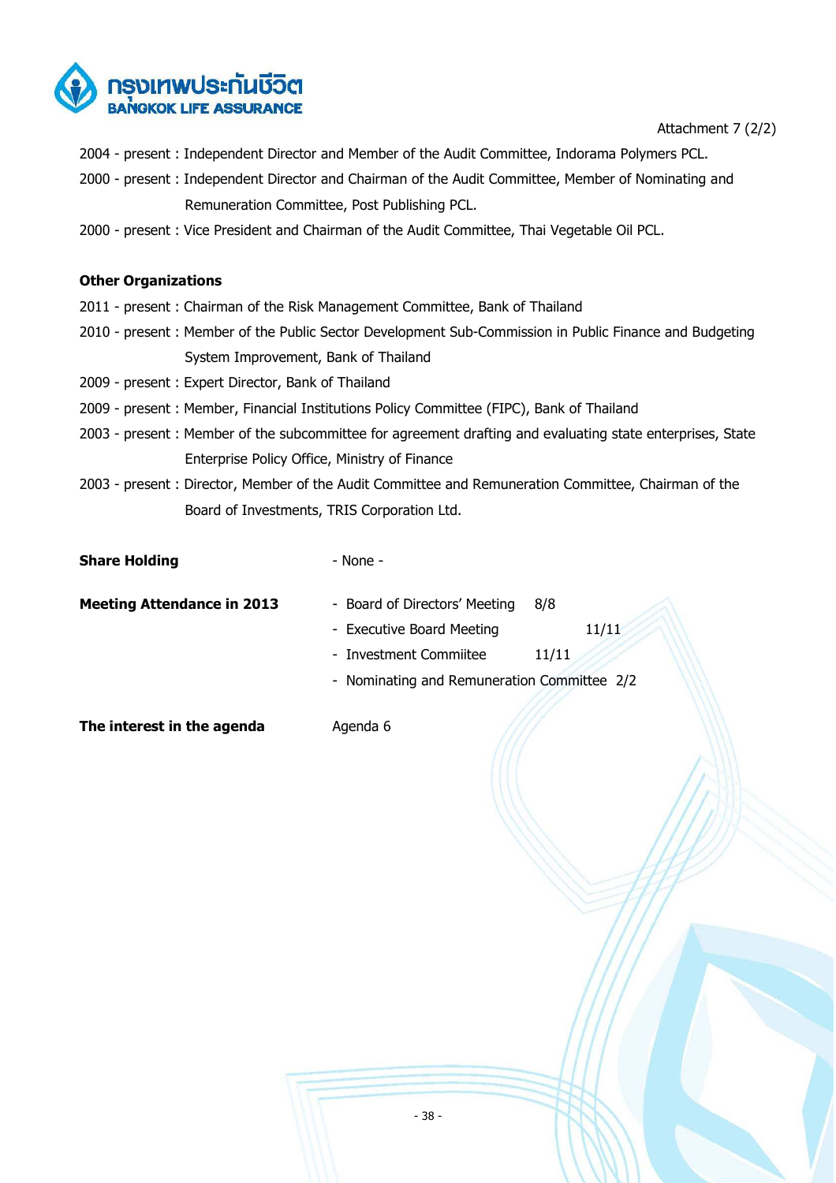Attachment 7 (2/2)

2004 - present : Independent Director and Member of the Audit Committee, Indorama Polymers PCL.

2000 - present : Independent Director and Chairman of the Audit Committee, Member of Nominating and Remuneration Committee, Post Publishing PCL.

2000 - present : Vice President and Chairman of the Audit Committee, Thai Vegetable Oil PCL.

**Other Organizations**

2011 - present : Chairman of the Risk Management Committee, Bank of Thailand

2010 - present : Member of the Public Sector Development Sub-Commission in Public Finance and Budgeting System Improvement, Bank of Thailand

2009 - present : Expert Director, Bank of Thailand

2009 - present : Member, Financial Institutions Policy Committee (FIPC), Bank of Thailand

2003 - present : Member of the subcommittee for agreement drafting and evaluating state enterprises, State Enterprise Policy Office, Ministry of Finance

2003 - present : Director, Member of the Audit Committee and Remuneration Committee, Chairman of the Board of Investments, TRIS Corporation Ltd.

**Share Holding** - None -

**Meeting Attendance in 2013**

- Board of Directors' Meeting 8/8
- Executive Board Meeting 11/11
- Investment Commiitee 11/11
- Nominating and Remuneration Committee 2/2

**The interest in the agenda** Agenda 6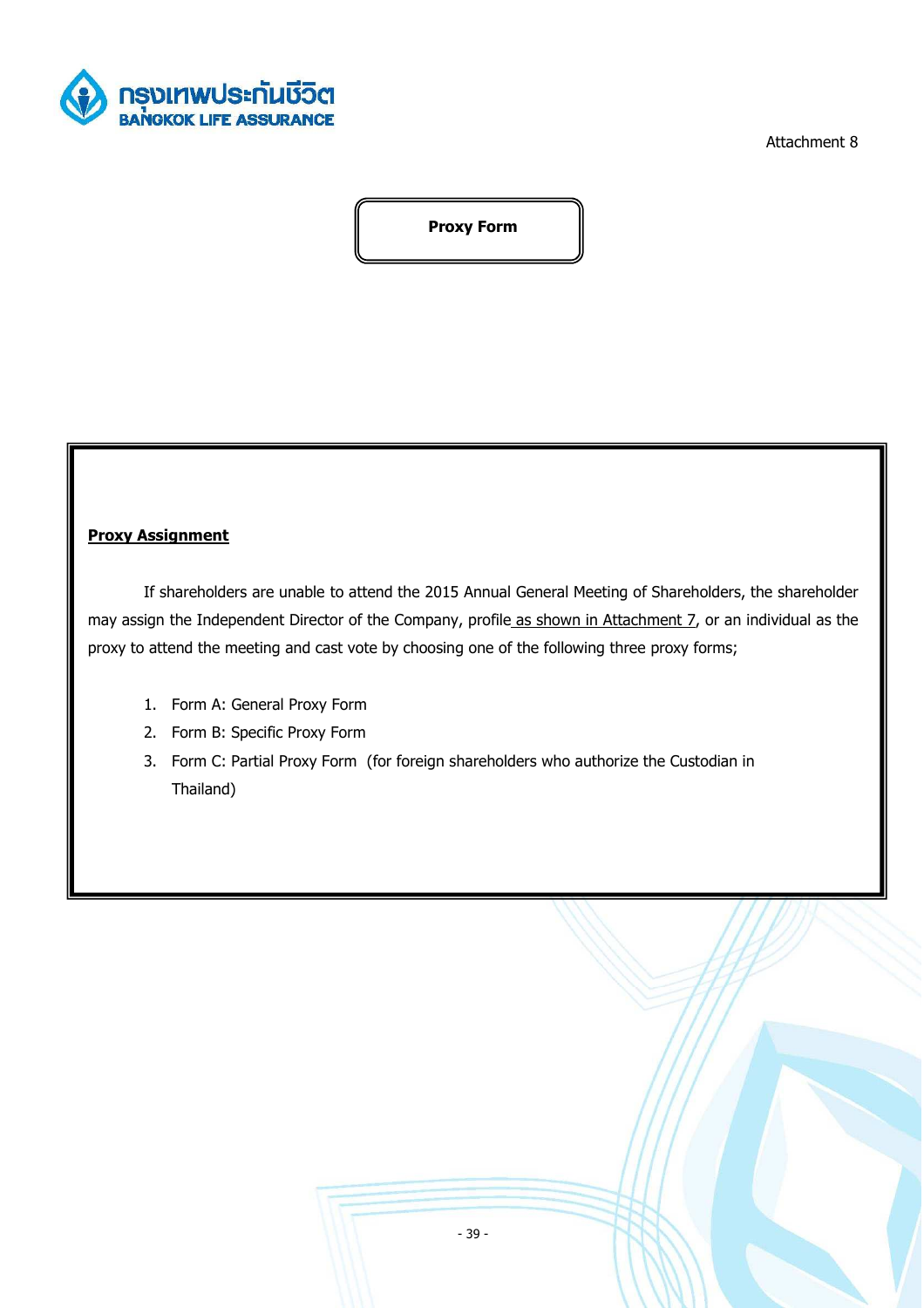Attachment 8

# Proxy Form

**Proxy Assignment**

If shareholders are unable to attend the 2015 Annual General Meeting of Shareholders, the shareholder may assign the Independent Director of the Company, profile as shown in Attachment 7, or an individual as the proxy to attend the meeting and cast vote by choosing one of the following three proxy forms;

1. Form A: General Proxy Form
2. Form B: Specific Proxy Form
3. Form C: Partial Proxy Form (for foreign shareholders who authorize the Custodian in Thailand)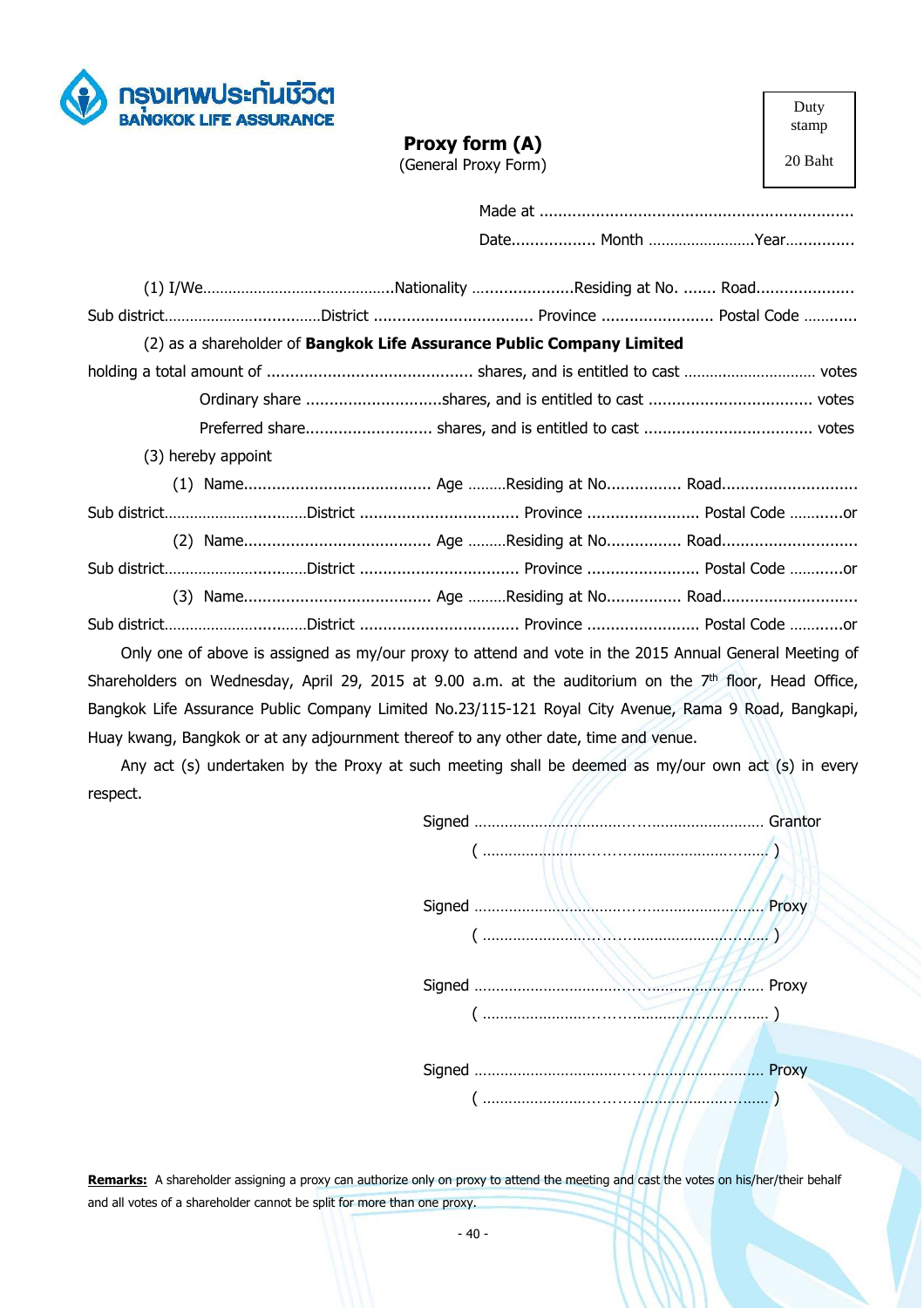กรุงเทพประกันชีวิต
BANGKOK LIFE ASSURANCE

Duty stamp

20 Baht

# Proxy form (A)

(General Proxy Form)

Made at ..................................................................

Date................. Month ........................Year..............

(1) I/We...........................................Nationality .....................Residing at No. ....... Road....................

Sub district...................................District ................................ Province ....................... Postal Code ...........

(2) as a shareholder of **Bangkok Life Assurance Public Company Limited**

holding a total amount of ........................................... shares, and is entitled to cast .............................. votes

Ordinary share ............................shares, and is entitled to cast .................................. votes

Preferred share.......................... shares, and is entitled to cast ................................... votes

(3) hereby appoint

(1) Name....................................... Age .........Residing at No................ Road............................

Sub district................................District ................................. Province ....................... Postal Code ............or

(2) Name....................................... Age .........Residing at No................ Road............................

Sub district................................District ................................. Province ....................... Postal Code ............or

(3) Name....................................... Age .........Residing at No................ Road............................

Sub district................................District ................................. Province ....................... Postal Code ............or

Only one of above is assigned as my/our proxy to attend and vote in the 2015 Annual General Meeting of Shareholders on Wednesday, April 29, 2015 at 9.00 a.m. at the auditorium on the 7th floor, Head Office, Bangkok Life Assurance Public Company Limited No.23/115-121 Royal City Avenue, Rama 9 Road, Bangkapi, Huay kwang, Bangkok or at any adjournment thereof to any other date, time and venue.

Any act (s) undertaken by the Proxy at such meeting shall be deemed as my/our own act (s) in every respect.

Signed ............................................................ Grantor

( ............................................................ )

Signed ............................................................ Proxy

( ............................................................ )

Signed ............................................................ Proxy

( ............................................................ )

Signed ............................................................ Proxy

( ............................................................ )

**Remarks:** A shareholder assigning a proxy can authorize only on proxy to attend the meeting and cast the votes on his/her/their behalf and all votes of a shareholder cannot be split for more than one proxy.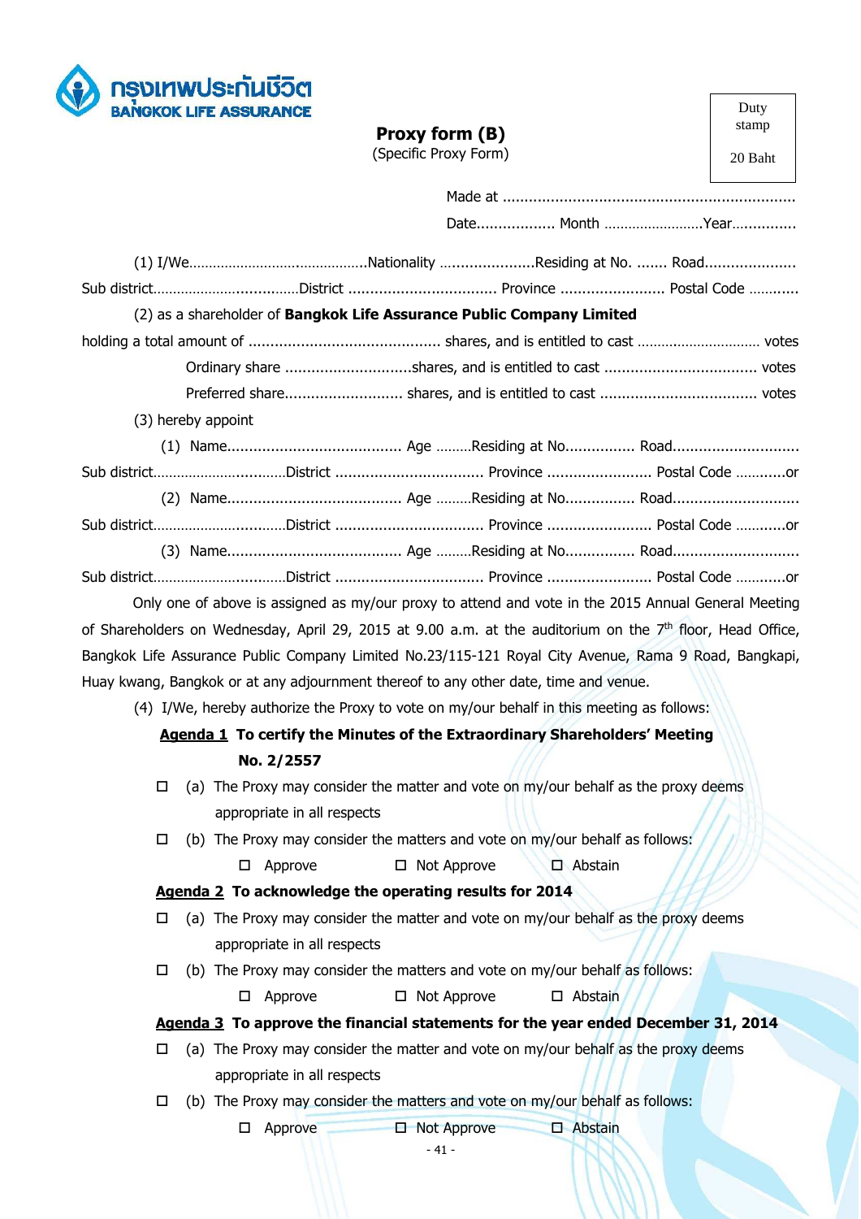กรุงเทพประกันชีวิต
BANGKOK LIFE ASSURANCE

Duty stamp

20 Baht

# Proxy form (B)

(Specific Proxy Form)

Made at ..................................................................

Date.................. Month .........................Year...............

(1) I/We............................................Nationality ......................Residing at No. ....... Road.....................

Sub district....................................District .................................. Province ........................ Postal Code ............

(2) as a shareholder of **Bangkok Life Assurance Public Company Limited**

holding a total amount of ............................................ shares, and is entitled to cast .............................. votes

Ordinary share .............................shares, and is entitled to cast .................................. votes

Preferred share........................... shares, and is entitled to cast ................................... votes

(3) hereby appoint

(1) Name........................................ Age .........Residing at No................ Road.............................

Sub district.................................District .................................. Province ........................ Postal Code ............or

(2) Name........................................ Age .........Residing at No................ Road.............................

Sub district.................................District .................................. Province ........................ Postal Code ............or

(3) Name........................................ Age .........Residing at No................ Road.............................

Sub district.................................District .................................. Province ........................ Postal Code ............or

Only one of above is assigned as my/our proxy to attend and vote in the 2015 Annual General Meeting of Shareholders on Wednesday, April 29, 2015 at 9.00 a.m. at the auditorium on the 7th floor, Head Office, Bangkok Life Assurance Public Company Limited No.23/115-121 Royal City Avenue, Rama 9 Road, Bangkapi, Huay kwang, Bangkok or at any adjournment thereof to any other date, time and venue.

(4) I/We, hereby authorize the Proxy to vote on my/our behalf in this meeting as follows:

**Agenda 1 To certify the Minutes of the Extraordinary Shareholders' Meeting No. 2/2557**

☐ (a) The Proxy may consider the matter and vote on my/our behalf as the proxy deems appropriate in all respects

☐ (b) The Proxy may consider the matters and vote on my/our behalf as follows:

☐ Approve ☐ Not Approve ☐ Abstain

**Agenda 2 To acknowledge the operating results for 2014**

☐ (a) The Proxy may consider the matter and vote on my/our behalf as the proxy deems appropriate in all respects

☐ (b) The Proxy may consider the matters and vote on my/our behalf as follows:

☐ Approve ☐ Not Approve ☐ Abstain

**Agenda 3 To approve the financial statements for the year ended December 31, 2014**

☐ (a) The Proxy may consider the matter and vote on my/our behalf as the proxy deems appropriate in all respects

☐ (b) The Proxy may consider the matters and vote on my/our behalf as follows:

☐ Approve ☐ Not Approve ☐ Abstain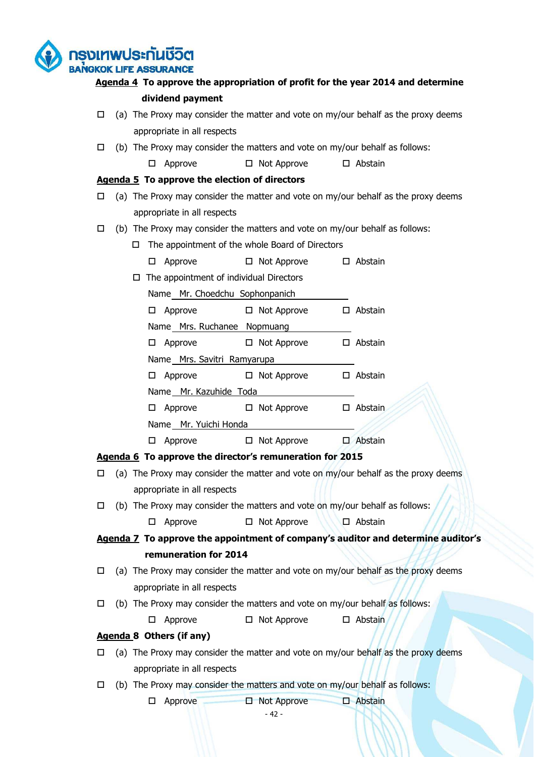**Agenda 4 To approve the appropriation of profit for the year 2014 and determine dividend payment**

☐ (a) The Proxy may consider the matter and vote on my/our behalf as the proxy deems appropriate in all respects

☐ (b) The Proxy may consider the matters and vote on my/our behalf as follows:

☐ Approve ☐ Not Approve ☐ Abstain

**Agenda 5 To approve the election of directors**

☐ (a) The Proxy may consider the matter and vote on my/our behalf as the proxy deems appropriate in all respects

☐ (b) The Proxy may consider the matters and vote on my/our behalf as follows:

☐ The appointment of the whole Board of Directors

☐ Approve ☐ Not Approve ☐ Abstain

☐ The appointment of individual Directors

Name Mr. Choedchu Sophonpanich

☐ Approve ☐ Not Approve ☐ Abstain

Name Mrs. Ruchanee Nopmuang

☐ Approve ☐ Not Approve ☐ Abstain

Name Mrs. Savitri Ramyarupa

☐ Approve ☐ Not Approve ☐ Abstain

Name Mr. Kazuhide Toda

☐ Approve ☐ Not Approve ☐ Abstain

Name Mr. Yuichi Honda

☐ Approve ☐ Not Approve ☐ Abstain

**Agenda 6 To approve the director's remuneration for 2015**

☐ (a) The Proxy may consider the matter and vote on my/our behalf as the proxy deems appropriate in all respects

☐ (b) The Proxy may consider the matters and vote on my/our behalf as follows:

☐ Approve ☐ Not Approve ☐ Abstain

**Agenda 7 To approve the appointment of company's auditor and determine auditor's remuneration for 2014**

☐ (a) The Proxy may consider the matter and vote on my/our behalf as the proxy deems appropriate in all respects

☐ (b) The Proxy may consider the matters and vote on my/our behalf as follows:

☐ Approve ☐ Not Approve ☐ Abstain

**Agenda 8 Others (if any)**

☐ (a) The Proxy may consider the matter and vote on my/our behalf as the proxy deems appropriate in all respects

☐ (b) The Proxy may consider the matters and vote on my/our behalf as follows:

☐ Approve ☐ Not Approve ☐ Abstain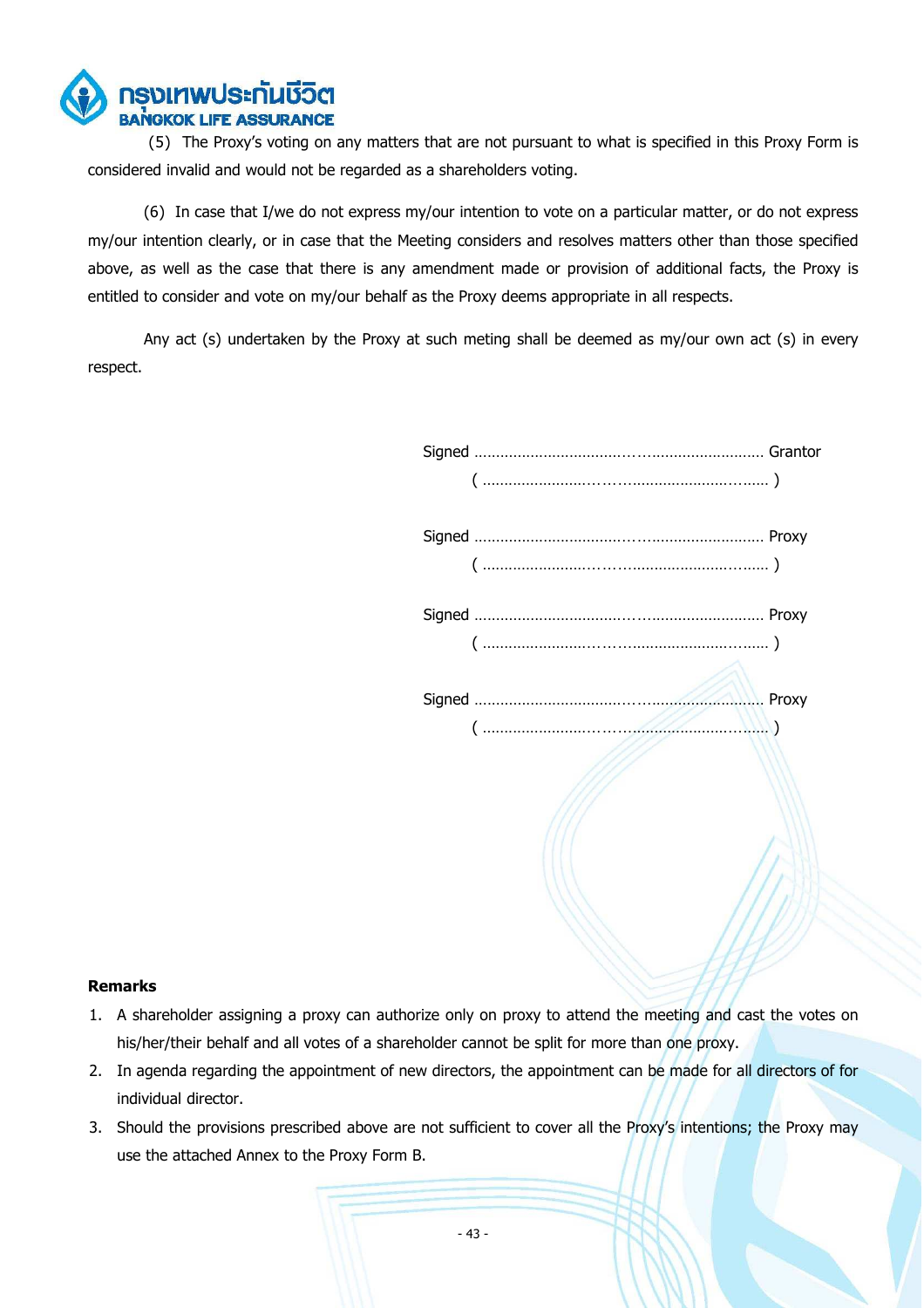(5) The Proxy's voting on any matters that are not pursuant to what is specified in this Proxy Form is considered invalid and would not be regarded as a shareholders voting.

(6) In case that I/we do not express my/our intention to vote on a particular matter, or do not express my/our intention clearly, or in case that the Meeting considers and resolves matters other than those specified above, as well as the case that there is any amendment made or provision of additional facts, the Proxy is entitled to consider and vote on my/our behalf as the Proxy deems appropriate in all respects.

Any act (s) undertaken by the Proxy at such meting shall be deemed as my/our own act (s) in every respect.

Signed ............................................................ Grantor
( ............................................................ )

Signed ............................................................ Proxy
( ............................................................ )

Signed ............................................................ Proxy
( ............................................................ )

Signed ............................................................ Proxy
( ............................................................ )

**Remarks**

1. A shareholder assigning a proxy can authorize only on proxy to attend the meeting and cast the votes on his/her/their behalf and all votes of a shareholder cannot be split for more than one proxy.
2. In agenda regarding the appointment of new directors, the appointment can be made for all directors of for individual director.
3. Should the provisions prescribed above are not sufficient to cover all the Proxy's intentions; the Proxy may use the attached Annex to the Proxy Form B.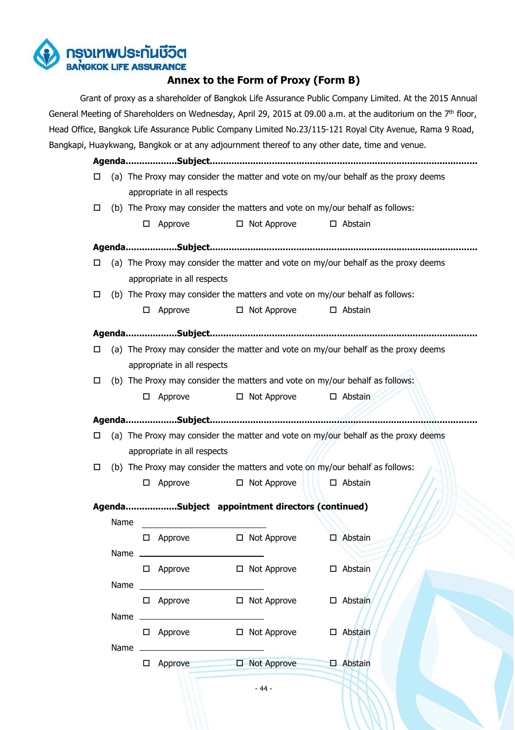กรุงเทพประกันชีวิต
BANGKOK LIFE ASSURANCE

## Annex to the Form of Proxy (Form B)

Grant of proxy as a shareholder of Bangkok Life Assurance Public Company Limited. At the 2015 Annual General Meeting of Shareholders on Wednesday, April 29, 2015 at 09.00 a.m. at the auditorium on the 7th floor, Head Office, Bangkok Life Assurance Public Company Limited No.23/115-121 Royal City Avenue, Rama 9 Road, Bangkapi, Huaykwang, Bangkok or at any adjournment thereof to any other date, time and venue.

**Agenda..................Subject..................................................................................................**

☐ (a) The Proxy may consider the matter and vote on my/our behalf as the proxy deems appropriate in all respects

☐ (b) The Proxy may consider the matters and vote on my/our behalf as follows:

☐ Approve ☐ Not Approve ☐ Abstain

**Agenda..................Subject..................................................................................................**

☐ (a) The Proxy may consider the matter and vote on my/our behalf as the proxy deems appropriate in all respects

☐ (b) The Proxy may consider the matters and vote on my/our behalf as follows:

☐ Approve ☐ Not Approve ☐ Abstain

**Agenda..................Subject..................................................................................................**

☐ (a) The Proxy may consider the matter and vote on my/our behalf as the proxy deems appropriate in all respects

☐ (b) The Proxy may consider the matters and vote on my/our behalf as follows:

☐ Approve ☐ Not Approve ☐ Abstain

**Agenda..................Subject..................................................................................................**

☐ (a) The Proxy may consider the matter and vote on my/our behalf as the proxy deems appropriate in all respects

☐ (b) The Proxy may consider the matters and vote on my/our behalf as follows:

☐ Approve ☐ Not Approve ☐ Abstain

**Agenda..................Subject appointment directors (continued)**

Name ______________________________

☐ Approve ☐ Not Approve ☐ Abstain

Name ______________________________

☐ Approve ☐ Not Approve ☐ Abstain

Name ______________________________

☐ Approve ☐ Not Approve ☐ Abstain

Name ______________________________

☐ Approve ☐ Not Approve ☐ Abstain

Name ______________________________

☐ Approve ☐ Not Approve ☐ Abstain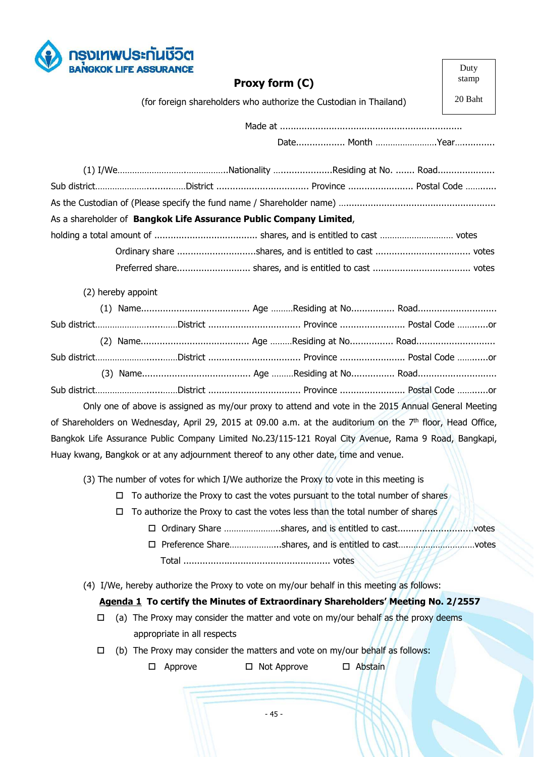กรุงเทพประกันชีวิต
BANGKOK LIFE ASSURANCE

# Proxy form (C)

(for foreign shareholders who authorize the Custodian in Thailand)

Duty stamp
20 Baht

Made at ...................................................................

Date.................. Month .........................Year...............

(1) I/We............................................Nationality .....................Residing at No. ....... Road....................
Sub district....................................District ................................. Province ........................ Postal Code ............
As the Custodian of (Please specify the fund name / Shareholder name) .........................................................
As a shareholder of **Bangkok Life Assurance Public Company Limited**,
holding a total amount of ...................................... shares, and is entitled to cast .............................. votes

Ordinary share .............................shares, and is entitled to cast ................................... votes

Preferred share........................... shares, and is entitled to cast .................................... votes

(2) hereby appoint

(1) Name........................................ Age .........Residing at No................ Road............................
Sub district.................................District ................................. Province ........................ Postal Code ............or

(2) Name........................................ Age .........Residing at No................ Road............................
Sub district.................................District ................................. Province ........................ Postal Code ............or

(3) Name........................................ Age .........Residing at No................ Road............................
Sub district.................................District ................................. Province ........................ Postal Code ............or

Only one of above is assigned as my/our proxy to attend and vote in the 2015 Annual General Meeting of Shareholders on Wednesday, April 29, 2015 at 09.00 a.m. at the auditorium on the 7th floor, Head Office, Bangkok Life Assurance Public Company Limited No.23/115-121 Royal City Avenue, Rama 9 Road, Bangkapi, Huay kwang, Bangkok or at any adjournment thereof to any other date, time and venue.

(3) The number of votes for which I/We authorize the Proxy to vote in this meeting is

- ☐ To authorize the Proxy to cast the votes pursuant to the total number of shares
- ☐ To authorize the Proxy to cast the votes less than the total number of shares
  - ☐ Ordinary Share .......................shares, and is entitled to cast............................votes
  - ☐ Preference Share.....................shares, and is entitled to cast...............................votes

  Total ...................................................... votes

(4) I/We, hereby authorize the Proxy to vote on my/our behalf in this meeting as follows:

**<u>Agenda 1</u> To certify the Minutes of Extraordinary Shareholders' Meeting No. 2/2557**

☐ (a) The Proxy may consider the matter and vote on my/our behalf as the proxy deems appropriate in all respects

☐ (b) The Proxy may consider the matters and vote on my/our behalf as follows:

☐ Approve ☐ Not Approve ☐ Abstain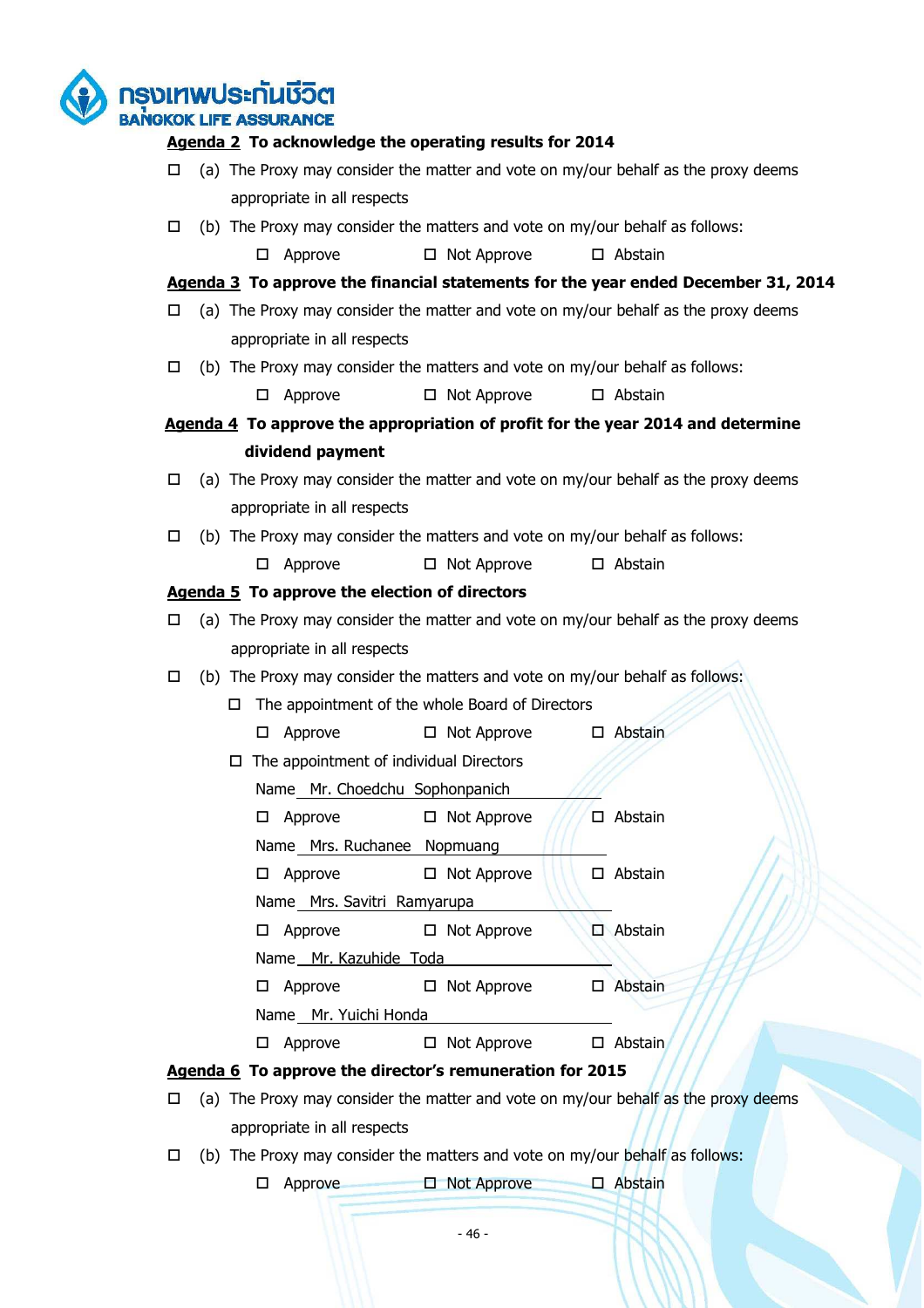**Agenda 2 To acknowledge the operating results for 2014**

☐ (a) The Proxy may consider the matter and vote on my/our behalf as the proxy deems appropriate in all respects

☐ (b) The Proxy may consider the matters and vote on my/our behalf as follows:

☐ Approve ☐ Not Approve ☐ Abstain

**Agenda 3 To approve the financial statements for the year ended December 31, 2014**

☐ (a) The Proxy may consider the matter and vote on my/our behalf as the proxy deems appropriate in all respects

☐ (b) The Proxy may consider the matters and vote on my/our behalf as follows:

☐ Approve ☐ Not Approve ☐ Abstain

**Agenda 4 To approve the appropriation of profit for the year 2014 and determine dividend payment**

☐ (a) The Proxy may consider the matter and vote on my/our behalf as the proxy deems appropriate in all respects

☐ (b) The Proxy may consider the matters and vote on my/our behalf as follows:

☐ Approve ☐ Not Approve ☐ Abstain

**Agenda 5 To approve the election of directors**

☐ (a) The Proxy may consider the matter and vote on my/our behalf as the proxy deems appropriate in all respects

☐ (b) The Proxy may consider the matters and vote on my/our behalf as follows:

☐ The appointment of the whole Board of Directors

☐ Approve ☐ Not Approve ☐ Abstain

☐ The appointment of individual Directors

Name Mr. Choedchu Sophonpanich

☐ Approve ☐ Not Approve ☐ Abstain

Name Mrs. Ruchanee Nopmuang

☐ Approve ☐ Not Approve ☐ Abstain

Name Mrs. Savitri Ramyarupa

☐ Approve ☐ Not Approve ☐ Abstain

Name Mr. Kazuhide Toda

☐ Approve ☐ Not Approve ☐ Abstain

Name Mr. Yuichi Honda

☐ Approve ☐ Not Approve ☐ Abstain

**Agenda 6 To approve the director's remuneration for 2015**

☐ (a) The Proxy may consider the matter and vote on my/our behalf as the proxy deems appropriate in all respects

☐ (b) The Proxy may consider the matters and vote on my/our behalf as follows:

☐ Approve ☐ Not Approve ☐ Abstain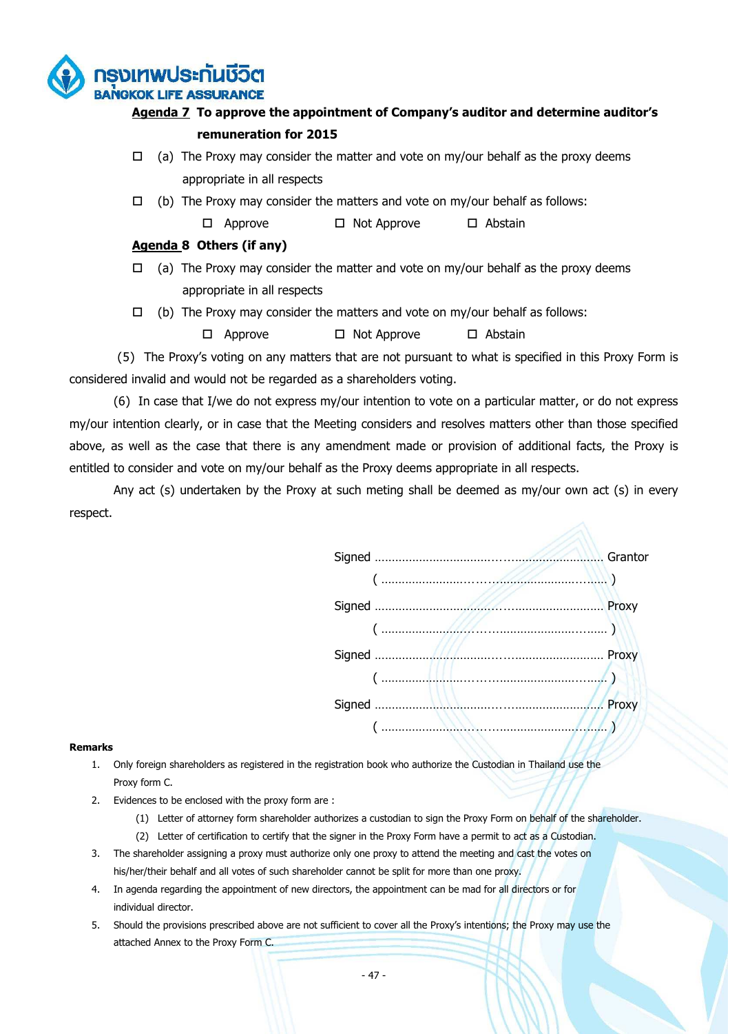**Agenda 7 To approve the appointment of Company's auditor and determine auditor's remuneration for 2015**

☐ (a) The Proxy may consider the matter and vote on my/our behalf as the proxy deems appropriate in all respects

☐ (b) The Proxy may consider the matters and vote on my/our behalf as follows:

☐ Approve ☐ Not Approve ☐ Abstain

**Agenda 8 Others (if any)**

☐ (a) The Proxy may consider the matter and vote on my/our behalf as the proxy deems appropriate in all respects

☐ (b) The Proxy may consider the matters and vote on my/our behalf as follows:

☐ Approve ☐ Not Approve ☐ Abstain

(5) The Proxy's voting on any matters that are not pursuant to what is specified in this Proxy Form is considered invalid and would not be regarded as a shareholders voting.

(6) In case that I/we do not express my/our intention to vote on a particular matter, or do not express my/our intention clearly, or in case that the Meeting considers and resolves matters other than those specified above, as well as the case that there is any amendment made or provision of additional facts, the Proxy is entitled to consider and vote on my/our behalf as the Proxy deems appropriate in all respects.

Any act (s) undertaken by the Proxy at such meting shall be deemed as my/our own act (s) in every respect.

Signed ........................................................... Grantor
( ........................................................... )

Signed ........................................................... Proxy
( ........................................................... )

Signed ........................................................... Proxy
( ........................................................... )

Signed ........................................................... Proxy
( ........................................................... )

**Remarks**

1. Only foreign shareholders as registered in the registration book who authorize the Custodian in Thailand use the Proxy form C.
2. Evidences to be enclosed with the proxy form are :
   (1) Letter of attorney form shareholder authorizes a custodian to sign the Proxy Form on behalf of the shareholder.
   (2) Letter of certification to certify that the signer in the Proxy Form have a permit to act as a Custodian.
3. The shareholder assigning a proxy must authorize only one proxy to attend the meeting and cast the votes on his/her/their behalf and all votes of such shareholder cannot be split for more than one proxy.
4. In agenda regarding the appointment of new directors, the appointment can be mad for all directors or for individual director.
5. Should the provisions prescribed above are not sufficient to cover all the Proxy's intentions; the Proxy may use the attached Annex to the Proxy Form C.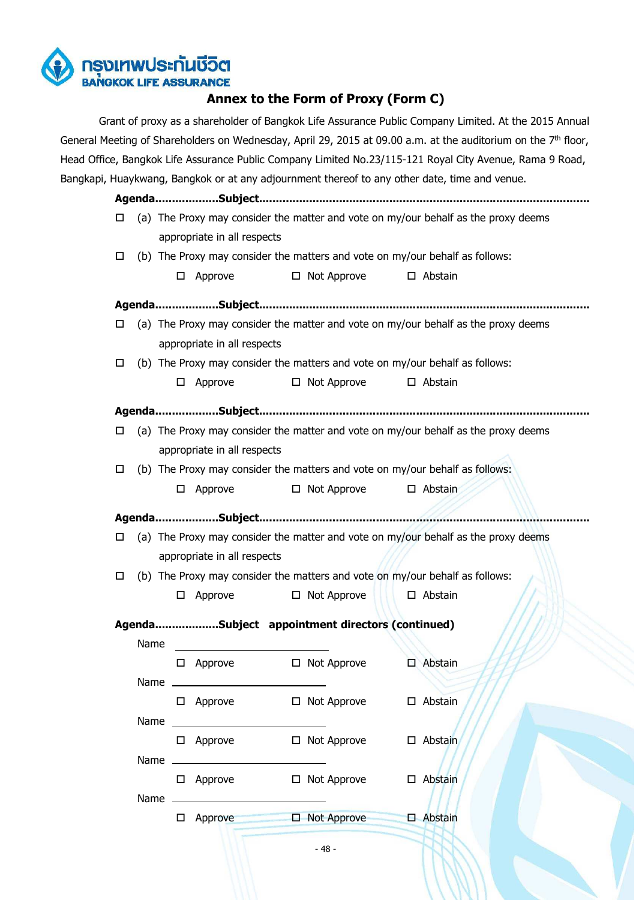กรุงเทพประกันชีวิต
BANGKOK LIFE ASSURANCE

## Annex to the Form of Proxy (Form C)

Grant of proxy as a shareholder of Bangkok Life Assurance Public Company Limited. At the 2015 Annual General Meeting of Shareholders on Wednesday, April 29, 2015 at 09.00 a.m. at the auditorium on the 7th floor, Head Office, Bangkok Life Assurance Public Company Limited No.23/115-121 Royal City Avenue, Rama 9 Road, Bangkapi, Huaykwang, Bangkok or at any adjournment thereof to any other date, time and venue.

**Agenda..................Subject..............................................................................................**

☐ (a) The Proxy may consider the matter and vote on my/our behalf as the proxy deems appropriate in all respects

☐ (b) The Proxy may consider the matters and vote on my/our behalf as follows:

☐ Approve ☐ Not Approve ☐ Abstain

**Agenda..................Subject..............................................................................................**

☐ (a) The Proxy may consider the matter and vote on my/our behalf as the proxy deems appropriate in all respects

☐ (b) The Proxy may consider the matters and vote on my/our behalf as follows:

☐ Approve ☐ Not Approve ☐ Abstain

**Agenda..................Subject..............................................................................................**

☐ (a) The Proxy may consider the matter and vote on my/our behalf as the proxy deems appropriate in all respects

☐ (b) The Proxy may consider the matters and vote on my/our behalf as follows:

☐ Approve ☐ Not Approve ☐ Abstain

**Agenda..................Subject..............................................................................................**

☐ (a) The Proxy may consider the matter and vote on my/our behalf as the proxy deems appropriate in all respects

☐ (b) The Proxy may consider the matters and vote on my/our behalf as follows:

☐ Approve ☐ Not Approve ☐ Abstain

**Agenda..................Subject appointment directors (continued)**

Name ______________________________

☐ Approve ☐ Not Approve ☐ Abstain

Name ______________________________

☐ Approve ☐ Not Approve ☐ Abstain

Name ______________________________

☐ Approve ☐ Not Approve ☐ Abstain

Name ______________________________

☐ Approve ☐ Not Approve ☐ Abstain

Name ______________________________

☐ Approve ☐ Not Approve ☐ Abstain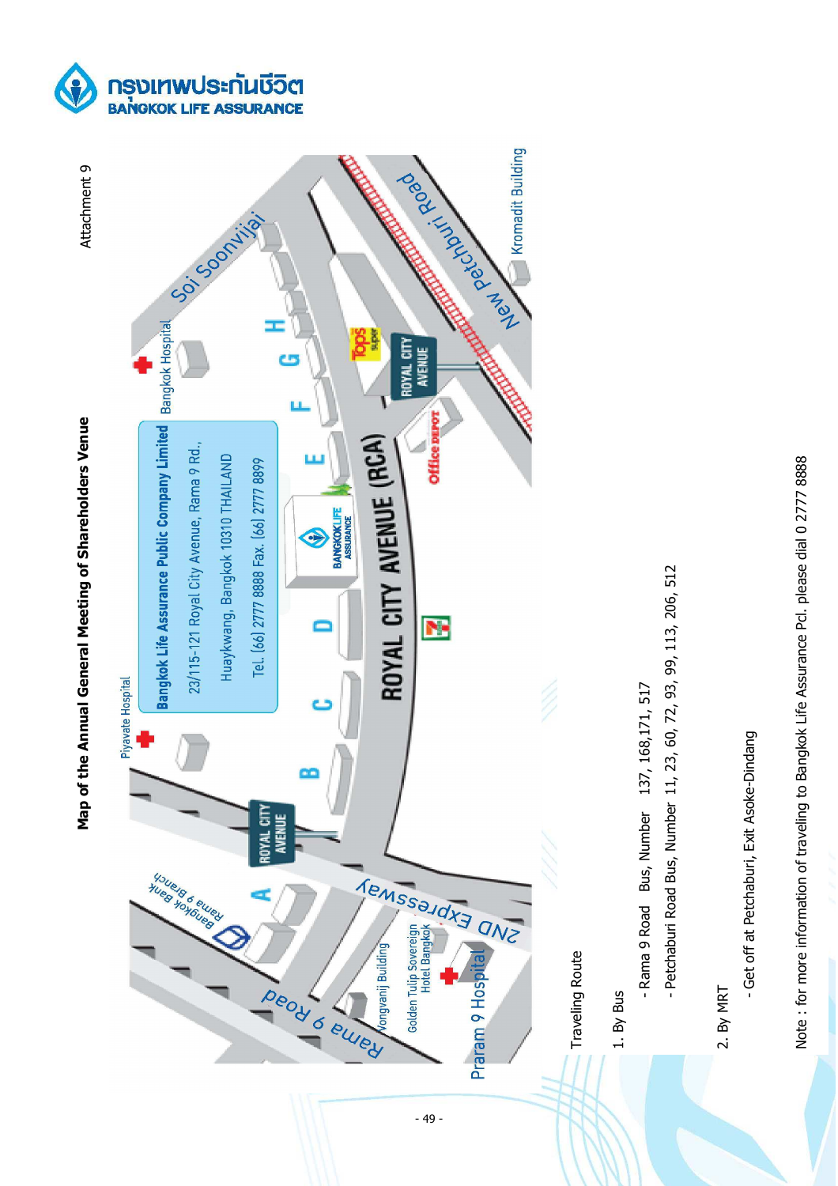Attachment 9

# Map of the Annual General Meeting of Shareholders Venue

Bangkok Life Assurance Public Company Limited
23/115-121 Royal City Avenue, Rama 9 Rd.,
Huaykwang, Bangkok 10310 THAILAND
Tel. (66) 2777 8888 Fax. (66) 2777 8899

Piyavate Hospital
Bangkok Hospital
Soi Soonvijai
New Petchburi Road
Kromadit Building
ROYAL CITY AVENUE (RCA)
Rama 9 Road
2ND Expressway
Bangkok Bank Rama 9 Branch
Vongvanij Building
Golden Tulip Sovereign Hotel Bangkok
Praram 9 Hospital
A B C D E F G H

Traveling Route

1. By Bus
   - Rama 9 Road Bus, Number 137, 168,171, 517
   - Petchaburi Road Bus, Number 11, 23, 60, 72, 93, 99, 113, 206, 512

2. By MRT
   - Get off at Petchaburi, Exit Asoke-Dindang

Note : for more information of traveling to Bangkok Life Assurance Pcl. please dial 0 2777 8888